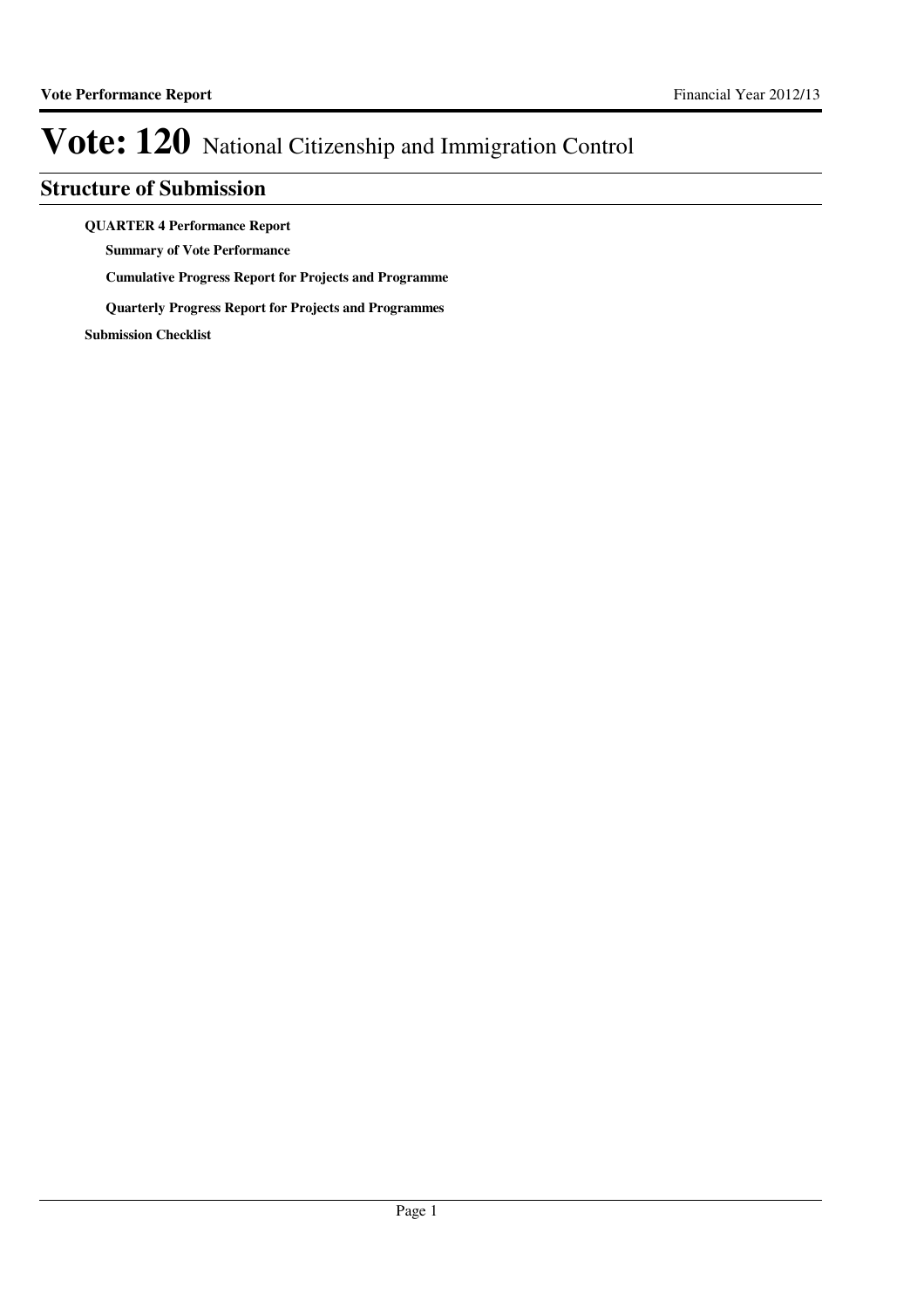# Vote: 120 National Citizenship and Immigration Control

## Structure of Submission

**QUARTER 4 Performance Report**

- **Summary of Vote Performance**
- **Cumulative Progress Report for Projects and Programme**
- **Quarterly Progress Report for Projects and Programmes**

**Submission Checklist**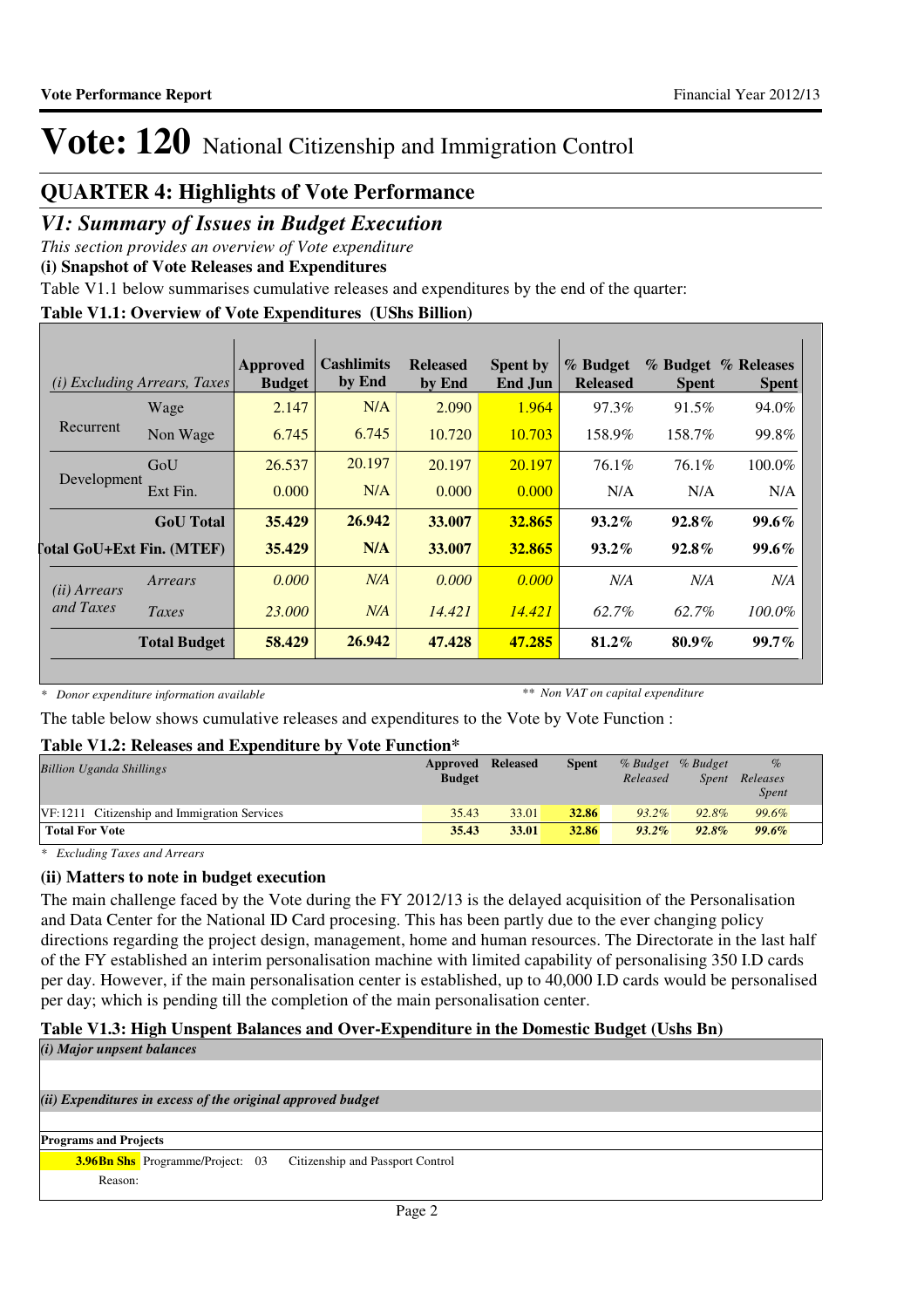# Vote: 120 National Citizenship and Immigration Control

## QUARTER 4: Highlights of Vote Performance

### *V1: Summary of Issues in Budget Execution*

*This section provides an overview of Vote expenditure*

**(i) Snapshot of Vote Releases and Expenditures**

Table V1.1 below summarises cumulative releases and expenditures by the end of the quarter:

**Table V1.1: Overview of Vote Expenditures (UShs Billion)**

| *(i) Excluding Arrears, Taxes* | | Approved Budget | Cashlimits by End | Released by End | Spent by End Jun | % Budget Released | % Budget Spent | % Releases Spent |
|---|---|---|---|---|---|---|---|---|
| Recurrent | Wage | 2.147 | N/A | 2.090 | 1.964 | 97.3% | 91.5% | 94.0% |
| | Non Wage | 6.745 | 6.745 | 10.720 | 10.703 | 158.9% | 158.7% | 99.8% |
| Development | GoU | 26.537 | 20.197 | 20.197 | 20.197 | 76.1% | 76.1% | 100.0% |
| | Ext Fin. | 0.000 | N/A | 0.000 | 0.000 | N/A | N/A | N/A |
| | **GoU Total** | **35.429** | **26.942** | **33.007** | **32.865** | **93.2%** | **92.8%** | **99.6%** |
| **Total GoU+Ext Fin. (MTEF)** | | **35.429** | **N/A** | **33.007** | **32.865** | **93.2%** | **92.8%** | **99.6%** |
| *(ii) Arrears and Taxes* | *Arrears* | *0.000* | *N/A* | *0.000* | *0.000* | *N/A* | *N/A* | *N/A* |
| | *Taxes* | *23.000* | *N/A* | *14.421* | *14.421* | *62.7%* | *62.7%* | *100.0%* |
| | **Total Budget** | **58.429** | **26.942** | **47.428** | **47.285** | **81.2%** | **80.9%** | **99.7%** |

*\* Donor expenditure information available* &nbsp;&nbsp;&nbsp;&nbsp; *\*\* Non VAT on capital expenditure*

The table below shows cumulative releases and expenditures to the Vote by Vote Function :

**Table V1.2: Releases and Expenditure by Vote Function\***

| *Billion Uganda Shillings* | Approved Budget | Released | Spent | *% Budget Released* | *% Budget Spent* | *% Releases Spent* |
|---|---|---|---|---|---|---|
| VF:1211 Citizenship and Immigration Services | 35.43 | 33.01 | **32.86** | *93.2%* | *92.8%* | *99.6%* |
| **Total For Vote** | **35.43** | **33.01** | **32.86** | ***93.2%*** | ***92.8%*** | ***99.6%*** |

*\* Excluding Taxes and Arrears*

**(ii) Matters to note in budget execution**

The main challenge faced by the Vote during the FY 2012/13 is the delayed acquisition of the Personalisation and Data Center for the National ID Card procesing. This has been partly due to the ever changing policy directions regarding the project design, management, home and human resources. The Directorate in the last half of the FY established an interim personalisation machine with limited capability of personalising 350 I.D cards per day. However, if the main personalisation center is established, up to 40,000 I.D cards would be personalised per day; which is pending till the completion of the main personalisation center.

**Table V1.3: High Unspent Balances and Over-Expenditure in the Domestic Budget (Ushs Bn)**

***(i) Major unpsent balances***

***(ii) Expenditures in excess of the original approved budget***

**Programs and Projects**

**3.96Bn Shs** Programme/Project: 03 Citizenship and Passport Control

Reason: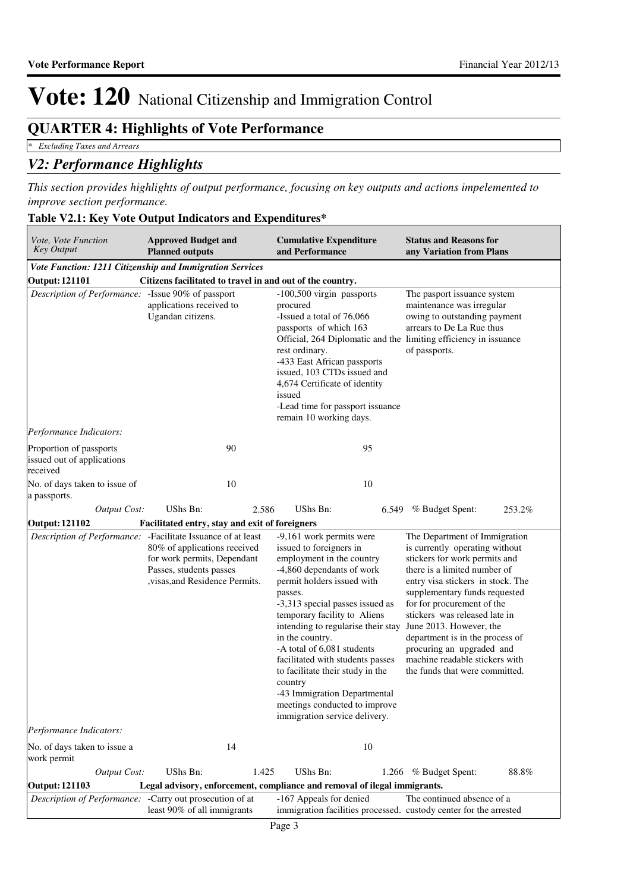# Vote: 120 National Citizenship and Immigration Control

## QUARTER 4: Highlights of Vote Performance

*\* Excluding Taxes and Arrears*

## *V2: Performance Highlights*

*This section provides highlights of output performance, focusing on key outputs and actions impelemented to improve section performance.*

**Table V2.1: Key Vote Output Indicators and Expenditures***

| *Vote, Vote Function Key Output* | **Approved Budget and Planned outputs** | | **Cumulative Expenditure and Performance** | | **Status and Reasons for any Variation from Plans** | |
|---|---|---|---|---|---|---|
| ***Vote Function: 1211 Citizenship and Immigration Services*** | | | | | | |
| **Output: 121101** | **Citizens facilitated to travel in and out of the country.** | | | | | |
| *Description of Performance:* | -Issue 90% of passport applications received to Ugandan citizens. | | -100,500 virgin passports procured<br>-Issued a total of 76,066 passports of which 163 Official, 264 Diplomatic and the rest ordinary.<br>-433 East African passports issued, 103 CTDs issued and 4,674 Certificate of identity issued<br>-Lead time for passport issuance remain 10 working days. | | The pasport issuance system maintenance was irregular owing to outstanding payment arrears to De La Rue thus limiting efficiency in issuance of passports. | |
| *Performance Indicators:* | | | | | | |
| Proportion of passports issued out of applications received | 90 | | 95 | | | |
| No. of days taken to issue of a passports. | 10 | | 10 | | | |
| *Output Cost:* | UShs Bn: | 2.586 | UShs Bn: | 6.549 | % Budget Spent: | 253.2% |
| **Output: 121102** | **Facilitated entry, stay and exit of foreigners** | | | | | |
| *Description of Performance:* | -Facilitate Issuance of at least 80% of applications received for work permits, Dependant Passes, students passes ,visas,and Residence Permits. | | -9,161 work permits were issued to foreigners in employment in the country<br>-4,860 dependants of work permit holders issued with passes.<br>-3,313 special passes issued as temporary facility to Aliens intending to regularise their stay in the country.<br>-A total of 6,081 students facilitated with students passes to facilitate their study in the country<br>-43 Immigration Departmental meetings conducted to improve immigration service delivery. | | The Department of Immigration is currently operating without stickers for work permits and there is a limited number of entry visa stickers in stock. The supplementary funds requested for for procurement of the stickers was released late in June 2013. However, the department is in the process of procuring an upgraded and machine readable stickers with the funds that were committed. | |
| *Performance Indicators:* | | | | | | |
| No. of days taken to issue a work permit | 14 | | 10 | | | |
| *Output Cost:* | UShs Bn: | 1.425 | UShs Bn: | 1.266 | % Budget Spent: | 88.8% |
| **Output: 121103** | **Legal advisory, enforcement, compliance and removal of ilegal immigrants.** | | | | | |
| *Description of Performance:* | -Carry out prosecution of at least 90% of all immigrants | | -167 Appeals for denied immigration facilities processed. | | The continued absence of a custody center for the arrested | |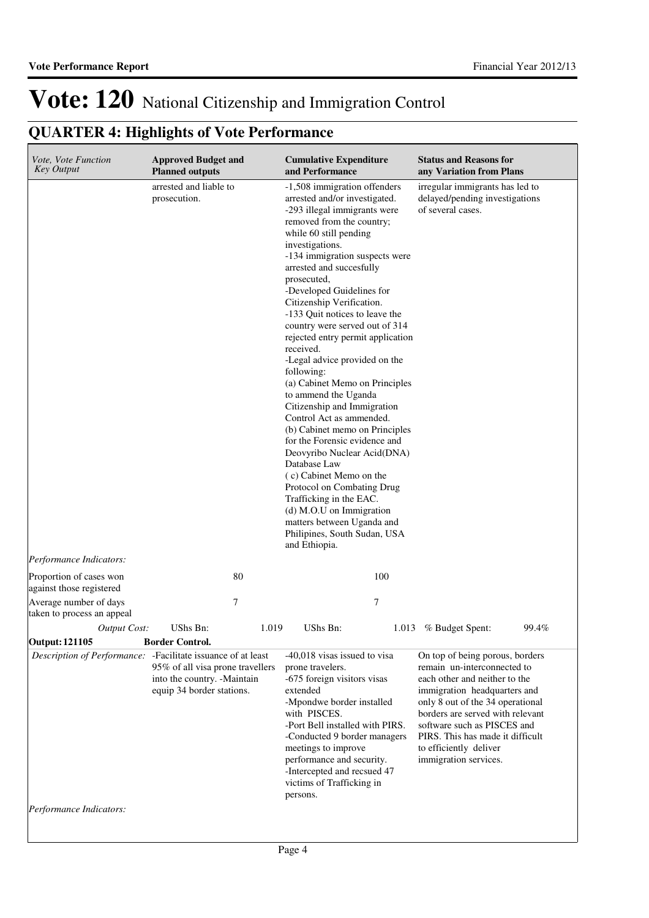# Vote: 120 National Citizenship and Immigration Control

## QUARTER 4: Highlights of Vote Performance

| *Vote, Vote Function Key Output* | **Approved Budget and Planned outputs** | **Cumulative Expenditure and Performance** | **Status and Reasons for any Variation from Plans** |
|---|---|---|---|
| | arrested and liable to prosecution. | -1,508 immigration offenders arrested and/or investigated.<br>-293 illegal immigrants were removed from the country; while 60 still pending investigations.<br>-134 immigration suspects were arrested and succesfully prosecuted,<br>-Developed Guidelines for Citizenship Verification.<br>-133 Quit notices to leave the country were served out of 314 rejected entry permit application received.<br>-Legal advice provided on the following:<br>(a) Cabinet Memo on Principles to ammend the Uganda Citizenship and Immigration Control Act as ammended.<br>(b) Cabinet memo on Principles for the Forensic evidence and Deovyribo Nuclear Acid(DNA) Database Law<br>( c) Cabinet Memo on the Protocol on Combating Drug Trafficking in the EAC.<br>(d) M.O.U on Immigration matters between Uganda and Philipines, South Sudan, USA and Ethiopia. | irregular immigrants has led to delayed/pending investigations of several cases. |
| *Performance Indicators:* | | | |
| Proportion of cases won against those registered | 80 | 100 | |
| Average number of days taken to process an appeal | 7 | 7 | |
| *Output Cost:* | UShs Bn: 1.019 | UShs Bn: 1.013 | % Budget Spent: 99.4% |
| **Output: 121105** | **Border Control.** | | |
| *Description of Performance:* | -Facilitate issuance of at least 95% of all visa prone travellers into the country. -Maintain equip 34 border stations. | -40,018 visas issued to visa prone travelers.<br>-675 foreign visitors visas extended<br>-Mpondwe border installed with PISCES.<br>-Port Bell installed with PIRS.<br>-Conducted 9 border managers meetings to improve performance and security.<br>-Intercepted and recsued 47 victims of Trafficking in persons. | On top of being porous, borders remain un-interconnected to each other and neither to the immigration headquarters and only 8 out of the 34 operational borders are served with relevant software such as PISCES and PIRS. This has made it difficult to efficiently deliver immigration services. |
| *Performance Indicators:* | | | |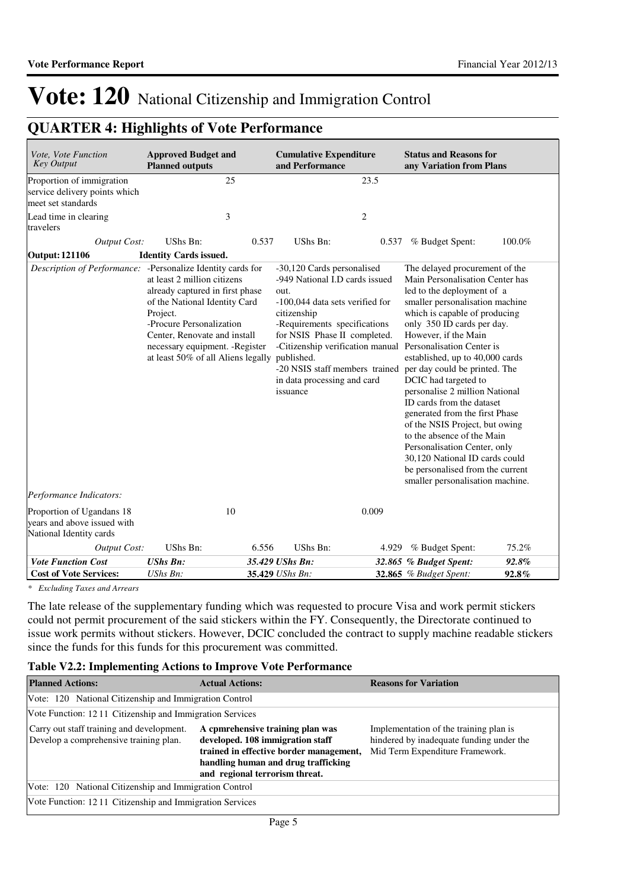# Vote: 120 National Citizenship and Immigration Control

## QUARTER 4: Highlights of Vote Performance

| *Vote, Vote Function Key Output* | **Approved Budget and Planned outputs** | | **Cumulative Expenditure and Performance** | | **Status and Reasons for any Variation from Plans** | |
|---|---|---|---|---|---|---|
| Proportion of immigration service delivery points which meet set standards | | 25 | | 23.5 | | |
| Lead time in clearing travelers | | 3 | | 2 | | |
| *Output Cost:* | UShs Bn: | 0.537 | UShs Bn: | 0.537 | % Budget Spent: | 100.0% |
| **Output: 121106** | **Identity Cards issued.** | | | | | |
| *Description of Performance:* | -Personalize Identity cards for at least 2 million citizens already captured in first phase of the National Identity Card Project.<br>-Procure Personalization Center, Renovate and install necessary equipment. -Register at least 50% of all Aliens legally | | -30,120 Cards personalised<br>-949 National I.D cards issued out.<br>-100,044 data sets verified for citizenship<br>-Requirements specifications for NSIS Phase II completed.<br>-Citizenship verification manual published.<br>-20 NSIS staff members trained in data processing and card issuance | | The delayed procurement of the Main Personalisation Center has led to the deployment of a smaller personalisation machine which is capable of producing only 350 ID cards per day. However, if the Main Personalisation Center is established, up to 40,000 cards per day could be printed. The DCIC had targeted to personalise 2 million National ID cards from the dataset generated from the first Phase of the NSIS Project, but owing to the absence of the Main Personalisation Center, only 30,120 National ID cards could be personalised from the current smaller personalisation machine. | |
| *Performance Indicators:* | | | | | | |
| Proportion of Ugandans 18 years and above issued with National Identity cards | | 10 | | 0.009 | | |
| *Output Cost:* | UShs Bn: | 6.556 | UShs Bn: | 4.929 | % Budget Spent: | 75.2% |
| ***Vote Function Cost*** | ***UShs Bn:*** | ***35.429*** | ***UShs Bn:*** | ***32.865*** | ***% Budget Spent:*** | ***92.8%*** |
| **Cost of Vote Services:** | *UShs Bn:* | **35.429** | *UShs Bn:* | **32.865** | *% Budget Spent:* | **92.8%** |

*\* Excluding Taxes and Arrears*

The late release of the supplementary funding which was requested to procure Visa and work permit stickers could not permit procurement of the said stickers within the FY. Consequently, the Directorate continued to issue work permits without stickers. However, DCIC concluded the contract to supply machine readable stickers since the funds for this funds for this procurement was committed.

**Table V2.2: Implementing Actions to Improve Vote Performance**

| **Planned Actions:** | **Actual Actions:** | **Reasons for Variation** |
|---|---|---|
| Vote: 120 National Citizenship and Immigration Control | | |
| Vote Function: 12 11 Citizenship and Immigration Services | | |
| Carry out staff training and development. Develop a comprehensive training plan. | **A cpmrehensive training plan was developed. 108 immigration staff trained in effective border management, handling human and drug trafficking and regional terrorism threat.** | Implementation of the training plan is hindered by inadequate funding under the Mid Term Expenditure Framework. |
| Vote: 120 National Citizenship and Immigration Control | | |
| Vote Function: 12 11 Citizenship and Immigration Services | | |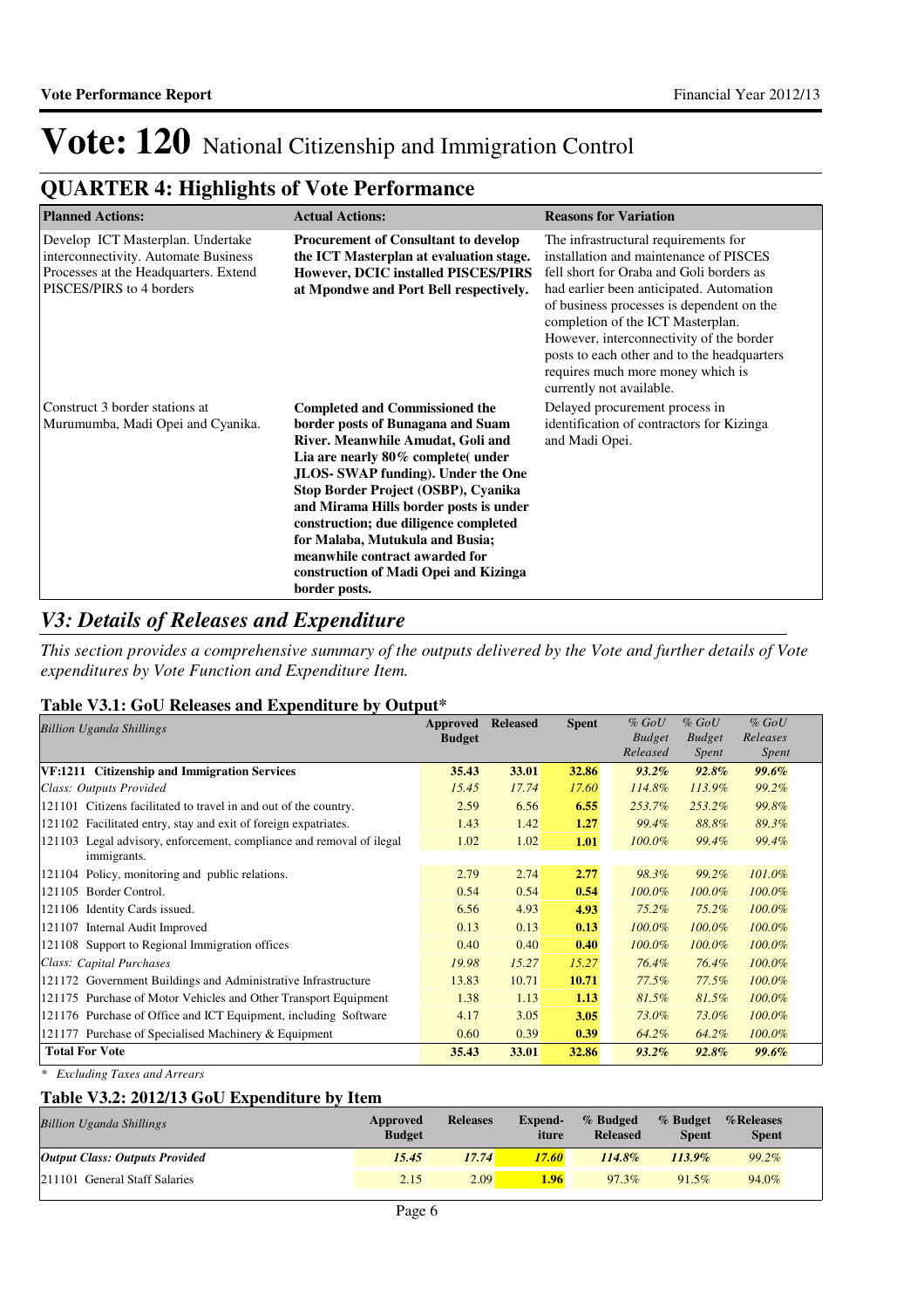# Vote: 120 National Citizenship and Immigration Control

## QUARTER 4: Highlights of Vote Performance

| Planned Actions: | Actual Actions: | Reasons for Variation |
|---|---|---|
| Develop ICT Masterplan. Undertake interconnectivity. Automate Business Processes at the Headquarters. Extend PISCES/PIRS to 4 borders | **Procurement of Consultant to develop the ICT Masterplan at evaluation stage. However, DCIC installed PISCES/PIRS at Mpondwe and Port Bell respectively.** | The infrastructural requirements for installation and maintenance of PISCES fell short for Oraba and Goli borders as had earlier been anticipated. Automation of business processes is dependent on the completion of the ICT Masterplan. However, interconnectivity of the border posts to each other and to the headquarters requires much more money which is currently not available. |
| Construct 3 border stations at Murumumba, Madi Opei and Cyanika. | **Completed and Commissioned the border posts of Bunagana and Suam River. Meanwhile Amudat, Goli and Lia are nearly 80% complete( under JLOS- SWAP funding). Under the One Stop Border Project (OSBP), Cyanika and Mirama Hills border posts is under construction; due diligence completed for Malaba, Mutukula and Busia; meanwhile contract awarded for construction of Madi Opei and Kizinga border posts.** | Delayed procurement process in identification of contractors for Kizinga and Madi Opei. |

## *V3: Details of Releases and Expenditure*

*This section provides a comprehensive summary of the outputs delivered by the Vote and further details of Vote expenditures by Vote Function and Expenditure Item.*

### Table V3.1: GoU Releases and Expenditure by Output*

| *Billion Uganda Shillings* | Approved Budget | Released | Spent | *% GoU Budget Released* | *% GoU Budget Spent* | *% GoU Releases Spent* |
|---|---|---|---|---|---|---|
| **VF:1211 Citizenship and Immigration Services** | **35.43** | **33.01** | **32.86** | ***93.2%*** | ***92.8%*** | ***99.6%*** |
| *Class: Outputs Provided* | *15.45* | *17.74* | *17.60* | *114.8%* | *113.9%* | *99.2%* |
| 121101 Citizens facilitated to travel in and out of the country. | 2.59 | 6.56 | **6.55** | *253.7%* | *253.2%* | *99.8%* |
| 121102 Facilitated entry, stay and exit of foreign expatriates. | 1.43 | 1.42 | **1.27** | *99.4%* | *88.8%* | *89.3%* |
| 121103 Legal advisory, enforcement, compliance and removal of ilegal immigrants. | 1.02 | 1.02 | **1.01** | *100.0%* | *99.4%* | *99.4%* |
| 121104 Policy, monitoring and public relations. | 2.79 | 2.74 | **2.77** | *98.3%* | *99.2%* | *101.0%* |
| 121105 Border Control. | 0.54 | 0.54 | **0.54** | *100.0%* | *100.0%* | *100.0%* |
| 121106 Identity Cards issued. | 6.56 | 4.93 | **4.93** | *75.2%* | *75.2%* | *100.0%* |
| 121107 Internal Audit Improved | 0.13 | 0.13 | **0.13** | *100.0%* | *100.0%* | *100.0%* |
| 121108 Support to Regional Immigration offices | 0.40 | 0.40 | **0.40** | *100.0%* | *100.0%* | *100.0%* |
| *Class: Capital Purchases* | *19.98* | *15.27* | *15.27* | *76.4%* | *76.4%* | *100.0%* |
| 121172 Government Buildings and Administrative Infrastructure | 13.83 | 10.71 | **10.71** | *77.5%* | *77.5%* | *100.0%* |
| 121175 Purchase of Motor Vehicles and Other Transport Equipment | 1.38 | 1.13 | **1.13** | *81.5%* | *81.5%* | *100.0%* |
| 121176 Purchase of Office and ICT Equipment, including Software | 4.17 | 3.05 | **3.05** | *73.0%* | *73.0%* | *100.0%* |
| 121177 Purchase of Specialised Machinery & Equipment | 0.60 | 0.39 | **0.39** | *64.2%* | *64.2%* | *100.0%* |
| **Total For Vote** | **35.43** | **33.01** | **32.86** | ***93.2%*** | ***92.8%*** | ***99.6%*** |

*\* Excluding Taxes and Arrears*

### Table V3.2: 2012/13 GoU Expenditure by Item

| *Billion Uganda Shillings* | Approved Budget | Releases | Expend-iture | % Budged Released | % Budget Spent | %Releases Spent |
|---|---|---|---|---|---|---|
| ***Output Class: Outputs Provided*** | ***15.45*** | ***17.74*** | ***17.60*** | ***114.8%*** | ***113.9%*** | *99.2%* |
| 211101 General Staff Salaries | 2.15 | 2.09 | **1.96** | 97.3% | 91.5% | 94.0% |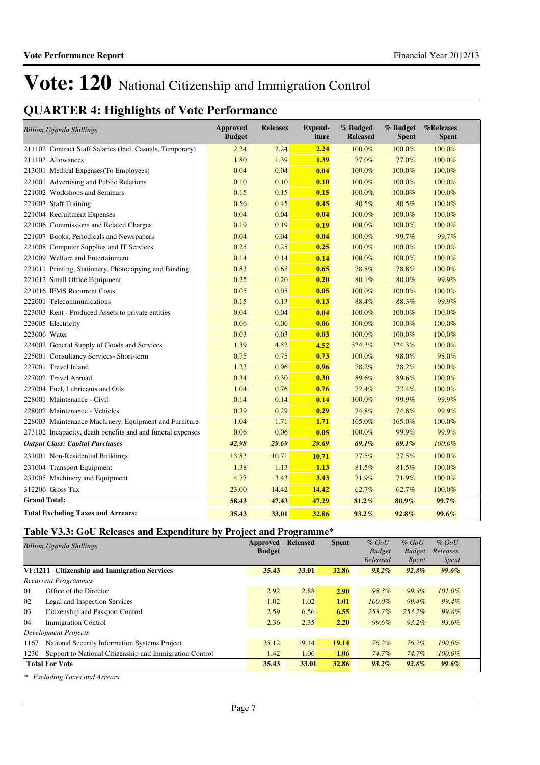# Vote: 120 National Citizenship and Immigration Control

## QUARTER 4: Highlights of Vote Performance

| *Billion Uganda Shillings* | Approved Budget | Releases | Expend-iture | % Budged Released | % Budget Spent | %Releases Spent |
|---|---|---|---|---|---|---|
| 211102 Contract Staff Salaries (Incl. Casuals, Temporary) | 2.24 | 2.24 | **2.24** | 100.0% | 100.0% | 100.0% |
| 211103 Allowances | 1.80 | 1.39 | **1.39** | 77.0% | 77.0% | 100.0% |
| 213001 Medical Expenses(To Employees) | 0.04 | 0.04 | **0.04** | 100.0% | 100.0% | 100.0% |
| 221001 Advertising and Public Relations | 0.10 | 0.10 | **0.10** | 100.0% | 100.0% | 100.0% |
| 221002 Workshops and Seminars | 0.15 | 0.15 | **0.15** | 100.0% | 100.0% | 100.0% |
| 221003 Staff Training | 0.56 | 0.45 | **0.45** | 80.5% | 80.5% | 100.0% |
| 221004 Recruitment Expenses | 0.04 | 0.04 | **0.04** | 100.0% | 100.0% | 100.0% |
| 221006 Commissions and Related Charges | 0.19 | 0.19 | **0.19** | 100.0% | 100.0% | 100.0% |
| 221007 Books, Periodicals and Newspapers | 0.04 | 0.04 | **0.04** | 100.0% | 99.7% | 99.7% |
| 221008 Computer Supplies and IT Services | 0.25 | 0.25 | **0.25** | 100.0% | 100.0% | 100.0% |
| 221009 Welfare and Entertainment | 0.14 | 0.14 | **0.14** | 100.0% | 100.0% | 100.0% |
| 221011 Printing, Stationery, Photocopying and Binding | 0.83 | 0.65 | **0.65** | 78.8% | 78.8% | 100.0% |
| 221012 Small Office Equipment | 0.25 | 0.20 | **0.20** | 80.1% | 80.0% | 99.9% |
| 221016 IFMS Recurrent Costs | 0.05 | 0.05 | **0.05** | 100.0% | 100.0% | 100.0% |
| 222001 Telecommunications | 0.15 | 0.13 | **0.13** | 88.4% | 88.3% | 99.9% |
| 223003 Rent - Produced Assets to private entities | 0.04 | 0.04 | **0.04** | 100.0% | 100.0% | 100.0% |
| 223005 Electricity | 0.06 | 0.06 | **0.06** | 100.0% | 100.0% | 100.0% |
| 223006 Water | 0.03 | 0.03 | **0.03** | 100.0% | 100.0% | 100.0% |
| 224002 General Supply of Goods and Services | 1.39 | 4.52 | **4.52** | 324.3% | 324.3% | 100.0% |
| 225001 Consultancy Services- Short-term | 0.75 | 0.75 | **0.73** | 100.0% | 98.0% | 98.0% |
| 227001 Travel Inland | 1.23 | 0.96 | **0.96** | 78.2% | 78.2% | 100.0% |
| 227002 Travel Abroad | 0.34 | 0.30 | **0.30** | 89.6% | 89.6% | 100.0% |
| 227004 Fuel, Lubricants and Oils | 1.04 | 0.76 | **0.76** | 72.4% | 72.4% | 100.0% |
| 228001 Maintenance - Civil | 0.14 | 0.14 | **0.14** | 100.0% | 99.9% | 99.9% |
| 228002 Maintenance - Vehicles | 0.39 | 0.29 | **0.29** | 74.8% | 74.8% | 99.9% |
| 228003 Maintenance Machinery, Equipment and Furniture | 1.04 | 1.71 | **1.71** | 165.0% | 165.0% | 100.0% |
| 273102 Incapacity, death benefits and funeral expenses | 0.06 | 0.06 | **0.05** | 100.0% | 99.9% | 99.9% |
| ***Output Class: Capital Purchases*** | ***42.98*** | ***29.69*** | ***29.69*** | ***69.1%*** | ***69.1%*** | *100.0%* |
| 231001 Non-Residential Buildings | 13.83 | 10.71 | **10.71** | 77.5% | 77.5% | 100.0% |
| 231004 Transport Equipment | 1.38 | 1.13 | **1.13** | 81.5% | 81.5% | 100.0% |
| 231005 Machinery and Equipment | 4.77 | 3.43 | **3.43** | 71.9% | 71.9% | 100.0% |
| 312206 Gross Tax | 23.00 | 14.42 | **14.42** | 62.7% | 62.7% | 100.0% |
| **Grand Total:** | **58.43** | **47.43** | **47.29** | **81.2%** | **80.9%** | **99.7%** |
| **Total Excluding Taxes and Arrears:** | **35.43** | **33.01** | **32.86** | **93.2%** | **92.8%** | **99.6%** |

### Table V3.3: GoU Releases and Expenditure by Project and Programme*

| *Billion Uganda Shillings* | Approved Budget | Released | Spent | *% GoU Budget Released* | *% GoU Budget Spent* | *% GoU Releases Spent* |
|---|---|---|---|---|---|---|
| **VF:1211 Citizenship and Immigration Services** | **35.43** | **33.01** | **32.86** | ***93.2%*** | ***92.8%*** | ***99.6%*** |
| *Recurrent Programmes* | | | | | | |
| 01 Office of the Director | 2.92 | 2.88 | **2.90** | *98.3%* | *99.3%* | *101.0%* |
| 02 Legal and Inspection Services | 1.02 | 1.02 | **1.01** | *100.0%* | *99.4%* | *99.4%* |
| 03 Citizenship and Passport Control | 2.59 | 6.56 | **6.55** | *253.7%* | *253.2%* | *99.8%* |
| 04 Immigration Control | 2.36 | 2.35 | **2.20** | *99.6%* | *93.2%* | *93.6%* |
| *Development Projects* | | | | | | |
| 1167 National Security Information Systems Project | 25.12 | 19.14 | **19.14** | *76.2%* | *76.2%* | *100.0%* |
| 1230 Support to National Citizenship and Immigration Control | 1.42 | 1.06 | **1.06** | *74.7%* | *74.7%* | *100.0%* |
| **Total For Vote** | **35.43** | **33.01** | **32.86** | ***93.2%*** | ***92.8%*** | ***99.6%*** |

*\* Excluding Taxes and Arrears*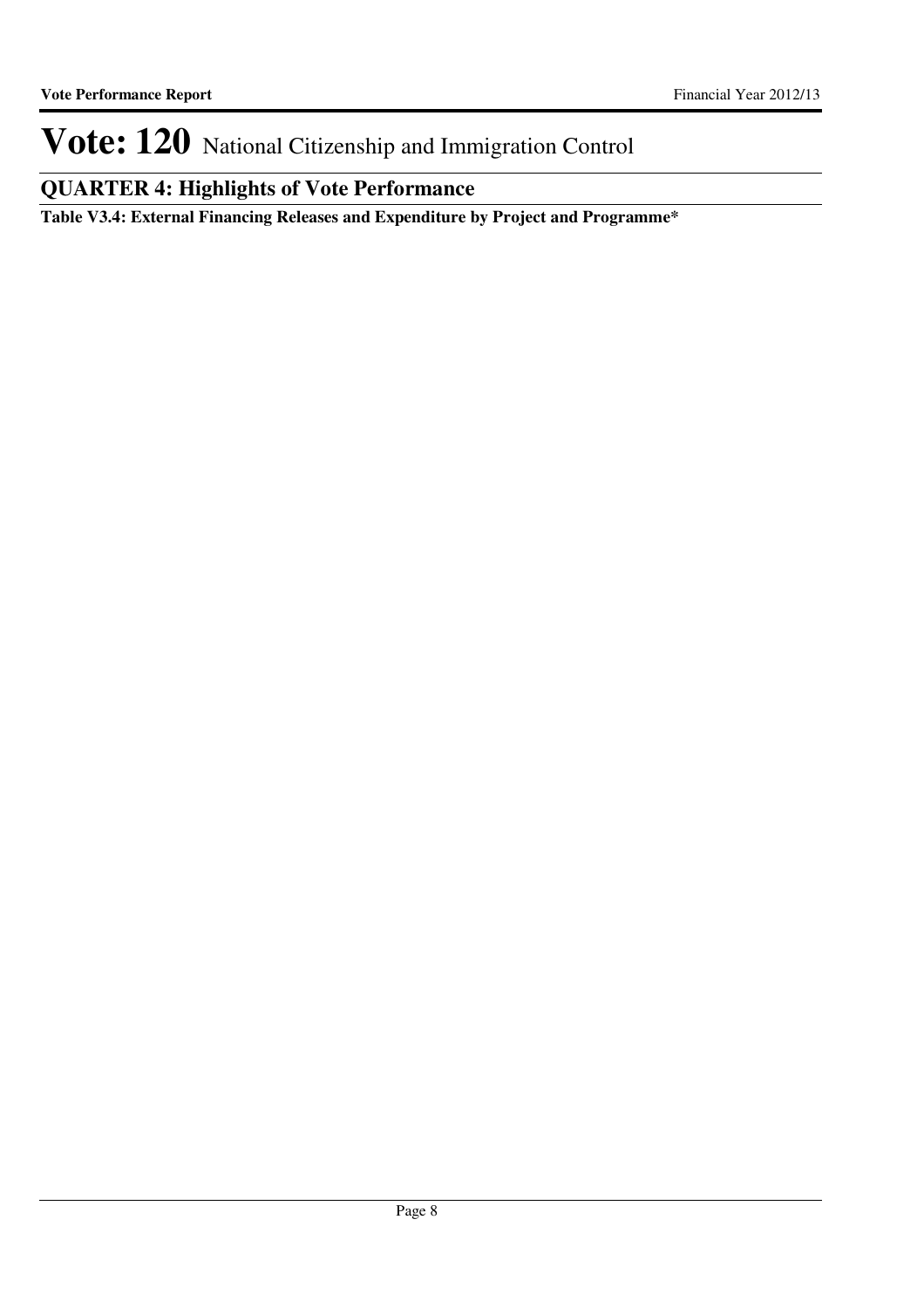# Vote: 120 National Citizenship and Immigration Control

## QUARTER 4: Highlights of Vote Performance

**Table V3.4: External Financing Releases and Expenditure by Project and Programme***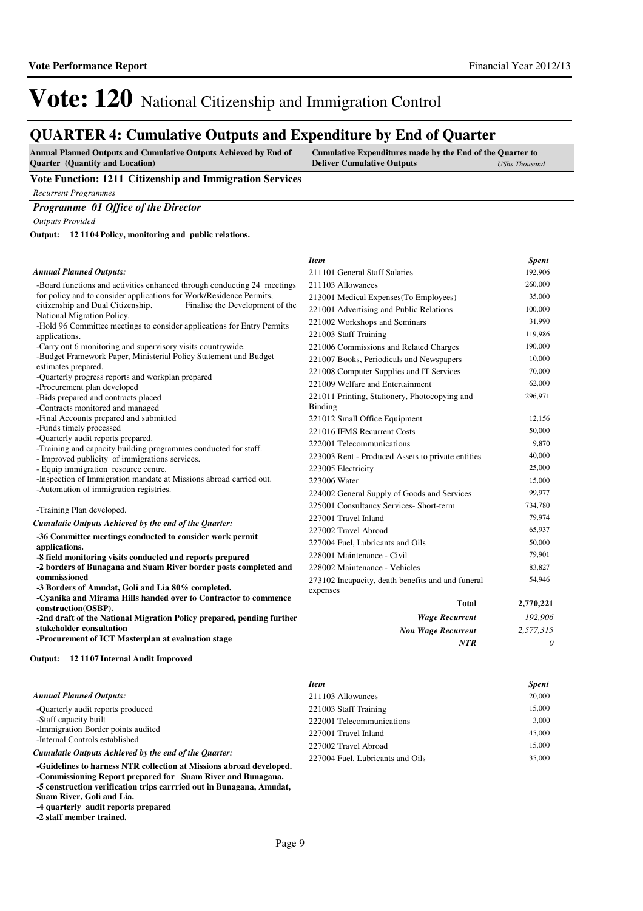# Vote: 120 National Citizenship and Immigration Control

## QUARTER 4: Cumulative Outputs and Expenditure by End of Quarter

| Annual Planned Outputs and Cumulative Outputs Achieved by End of Quarter (Quantity and Location) | Cumulative Expenditures made by the End of the Quarter to Deliver Cumulative Outputs *UShs Thousand* |
|---|---|

### Vote Function: 1211 Citizenship and Immigration Services

*Recurrent Programmes*

#### *Programme 01 Office of the Director*

*Outputs Provided*

**Output: 12 11 04 Policy, monitoring and public relations.**

*Annual Planned Outputs:*

-Board functions and activities enhanced through conducting 24 meetings for policy and to consider applications for Work/Residence Permits, citizenship and Dual Citizenship. Finalise the Development of the National Migration Policy.
-Hold 96 Committee meetings to consider applications for Entry Permits applications.
-Carry out 6 monitoring and supervisory visits countrywide.
-Budget Framework Paper, Ministerial Policy Statement and Budget estimates prepared.
-Quarterly progress reports and workplan prepared
-Procurement plan developed
-Bids prepared and contracts placed
-Contracts monitored and managed
-Final Accounts prepared and submitted
-Funds timely processed
-Quarterly audit reports prepared.
-Training and capacity building programmes conducted for staff.
- Improved publicity of immigrations services.
- Equip immigration resource centre.
-Inspection of Immigration mandate at Missions abroad carried out.
-Automation of immigration registries.

-Training Plan developed.

*Cumulatie Outputs Achieved by the end of the Quarter:*

**-36 Committee meetings conducted to consider work permit applications.**
**-8 field monitoring visits conducted and reports prepared**
**-2 borders of Bunagana and Suam River border posts completed and commissioned**
**-3 Borders of Amudat, Goli and Lia 80% completed.**
**-Cyanika and Mirama Hills handed over to Contractor to commence construction(OSBP).**
**-2nd draft of the National Migration Policy prepared, pending further stakeholder consultation**
**-Procurement of ICT Masterplan at evaluation stage**

| *Item* | *Spent* |
|---|---|
| 211101 General Staff Salaries | 192,906 |
| 211103 Allowances | 260,000 |
| 213001 Medical Expenses(To Employees) | 35,000 |
| 221001 Advertising and Public Relations | 100,000 |
| 221002 Workshops and Seminars | 31,990 |
| 221003 Staff Training | 119,986 |
| 221006 Commissions and Related Charges | 190,000 |
| 221007 Books, Periodicals and Newspapers | 10,000 |
| 221008 Computer Supplies and IT Services | 70,000 |
| 221009 Welfare and Entertainment | 62,000 |
| 221011 Printing, Stationery, Photocopying and Binding | 296,971 |
| 221012 Small Office Equipment | 12,156 |
| 221016 IFMS Recurrent Costs | 50,000 |
| 222001 Telecommunications | 9,870 |
| 223003 Rent - Produced Assets to private entities | 40,000 |
| 223005 Electricity | 25,000 |
| 223006 Water | 15,000 |
| 224002 General Supply of Goods and Services | 99,977 |
| 225001 Consultancy Services- Short-term | 734,780 |
| 227001 Travel Inland | 79,974 |
| 227002 Travel Abroad | 65,937 |
| 227004 Fuel, Lubricants and Oils | 50,000 |
| 228001 Maintenance - Civil | 79,901 |
| 228002 Maintenance - Vehicles | 83,827 |
| 273102 Incapacity, death benefits and funeral expenses | 54,946 |
| **Total** | **2,770,221** |
| *Wage Recurrent* | *192,906* |
| *Non Wage Recurrent* | *2,577,315* |
| *NTR* | *0* |

**Output: 12 11 07 Internal Audit Improved**

*Annual Planned Outputs:*

-Quarterly audit reports produced
-Staff capacity built
-Immigration Border points audited
-Internal Controls established

*Cumulatie Outputs Achieved by the end of the Quarter:*

**-Guidelines to harness NTR collection at Missions abroad developed.**
**-Commissioning Report prepared for Suam River and Bunagana.**
**-5 construction verification trips carrried out in Bunagana, Amudat, Suam River, Goli and Lia.**
**-4 quarterly audit reports prepared**
**-2 staff member trained.**

| *Item* | *Spent* |
|---|---|
| 211103 Allowances | 20,000 |
| 221003 Staff Training | 15,000 |
| 222001 Telecommunications | 3,000 |
| 227001 Travel Inland | 45,000 |
| 227002 Travel Abroad | 15,000 |
| 227004 Fuel, Lubricants and Oils | 35,000 |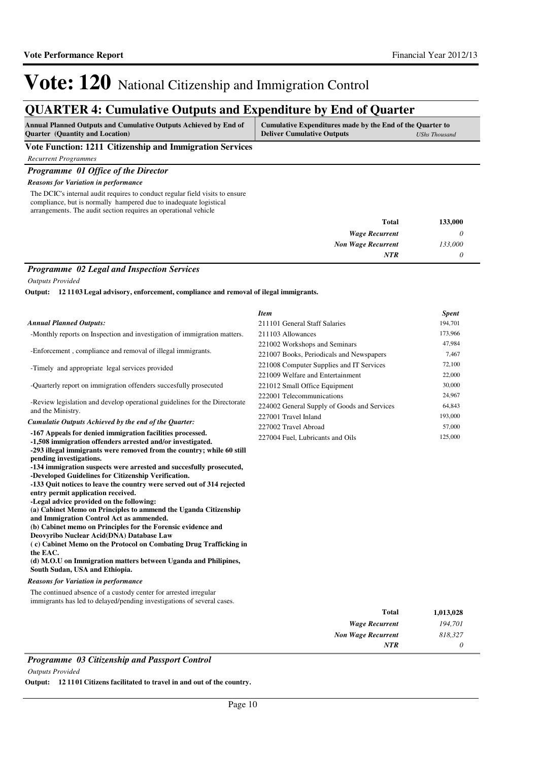# Vote: 120 National Citizenship and Immigration Control

## QUARTER 4: Cumulative Outputs and Expenditure by End of Quarter

| Annual Planned Outputs and Cumulative Outputs Achieved by End of Quarter (Quantity and Location) | Cumulative Expenditures made by the End of the Quarter to Deliver Cumulative Outputs *UShs Thousand* |
|---|---|

### Vote Function: 1211 Citizenship and Immigration Services

*Recurrent Programmes*

### *Programme 01 Office of the Director*

***Reasons for Variation in performance***

The DCIC's internal audit requires to conduct regular field visits to ensure compliance, but is normally hampered due to inadequate logistical arrangements. The audit section requires an operational vehicle

| | |
|---|---|
| **Total** | **133,000** |
| *Wage Recurrent* | *0* |
| *Non Wage Recurrent* | *133,000* |
| *NTR* | *0* |

### *Programme 02 Legal and Inspection Services*

*Outputs Provided*

**Output: 12 11 03 Legal advisory, enforcement, compliance and removal of ilegal immigrants.**

***Annual Planned Outputs:***

-Monthly reports on Inspection and investigation of immigration matters.

-Enforcement , compliance and removal of illegal immigrants.

-Timely and appropriate legal services provided

-Quarterly report on immigration offenders succesfully prosecuted

-Review legislation and develop operational guidelines for the Directorate and the Ministry.

***Cumulatie Outputs Achieved by the end of the Quarter:***

**-167 Appeals for denied immigration facilities processed.**
**-1,508 immigration offenders arrested and/or investigated.**
**-293 illegal immigrants were removed from the country; while 60 still pending investigations.**
**-134 immigration suspects were arrested and succesfully prosecuted,**
**-Developed Guidelines for Citizenship Verification.**
**-133 Quit notices to leave the country were served out of 314 rejected entry permit application received.**
**-Legal advice provided on the following:**
**(a) Cabinet Memo on Principles to ammend the Uganda Citizenship and Immigration Control Act as ammended.**
**(b) Cabinet memo on Principles for the Forensic evidence and Deovyribo Nuclear Acid(DNA) Database Law**
**( c) Cabinet Memo on the Protocol on Combating Drug Trafficking in the EAC.**
**(d) M.O.U on Immigration matters between Uganda and Philipines, South Sudan, USA and Ethiopia.**

| *Item* | *Spent* |
|---|---|
| 211101 General Staff Salaries | 194,701 |
| 211103 Allowances | 173,966 |
| 221002 Workshops and Seminars | 47,984 |
| 221007 Books, Periodicals and Newspapers | 7,467 |
| 221008 Computer Supplies and IT Services | 72,100 |
| 221009 Welfare and Entertainment | 22,000 |
| 221012 Small Office Equipment | 30,000 |
| 222001 Telecommunications | 24,967 |
| 224002 General Supply of Goods and Services | 64,843 |
| 227001 Travel Inland | 193,000 |
| 227002 Travel Abroad | 57,000 |
| 227004 Fuel, Lubricants and Oils | 125,000 |

***Reasons for Variation in performance***

The continued absence of a custody center for arrested irregular immigrants has led to delayed/pending investigations of several cases.

| | |
|---|---|
| **Total** | **1,013,028** |
| *Wage Recurrent* | *194,701* |
| *Non Wage Recurrent* | *818,327* |
| *NTR* | *0* |

### *Programme 03 Citizenship and Passport Control*

*Outputs Provided*

**Output: 12 11 01 Citizens facilitated to travel in and out of the country.**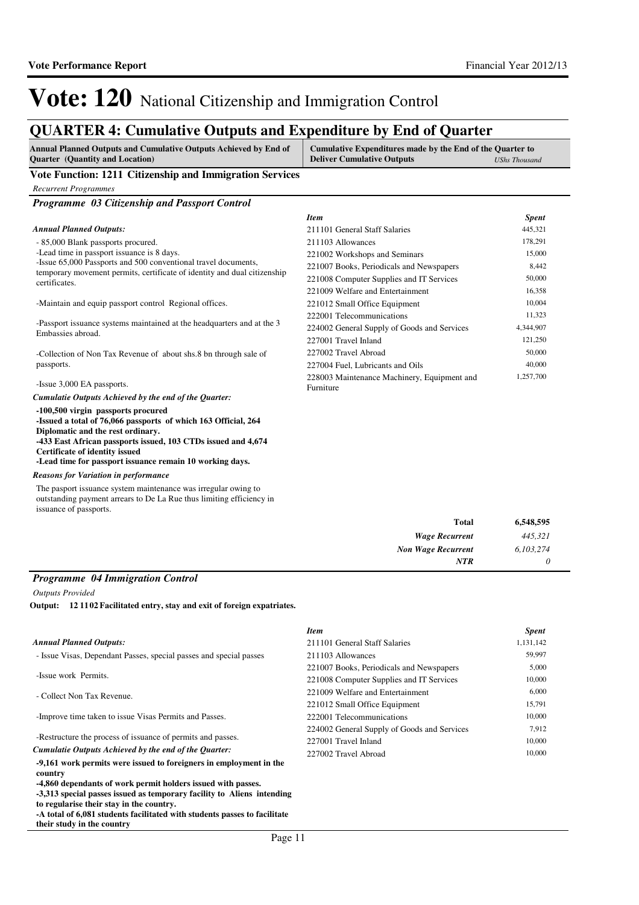# Vote: 120 National Citizenship and Immigration Control

## QUARTER 4: Cumulative Outputs and Expenditure by End of Quarter

| Annual Planned Outputs and Cumulative Outputs Achieved by End of Quarter (Quantity and Location) | Cumulative Expenditures made by the End of the Quarter to Deliver Cumulative Outputs *UShs Thousand* |
|---|---|

### Vote Function: 1211 Citizenship and Immigration Services

*Recurrent Programmes*

### *Programme 03 Citizenship and Passport Control*

***Annual Planned Outputs:***

- 85,000 Blank passports procured.
-Lead time in passport issuance is 8 days.
-Issue 65,000 Passports and 500 conventional travel documents, temporary movement permits, certificate of identity and dual citizenship certificates.

-Maintain and equip passport control Regional offices.

-Passport issuance systems maintained at the headquarters and at the 3 Embassies abroad.

-Collection of Non Tax Revenue of about shs.8 bn through sale of passports.

-Issue 3,000 EA passports.

***Cumulatie Outputs Achieved by the end of the Quarter:***

**-100,500 virgin passports procured**
**-Issued a total of 76,066 passports of which 163 Official, 264 Diplomatic and the rest ordinary.**
**-433 East African passports issued, 103 CTDs issued and 4,674 Certificate of identity issued**
**-Lead time for passport issuance remain 10 working days.**

***Reasons for Variation in performance***

The pasport issuance system maintenance was irregular owing to outstanding payment arrears to De La Rue thus limiting efficiency in issuance of passports.

| *Item* | *Spent* |
|---|---|
| 211101 General Staff Salaries | 445,321 |
| 211103 Allowances | 178,291 |
| 221002 Workshops and Seminars | 15,000 |
| 221007 Books, Periodicals and Newspapers | 8,442 |
| 221008 Computer Supplies and IT Services | 50,000 |
| 221009 Welfare and Entertainment | 16,358 |
| 221012 Small Office Equipment | 10,004 |
| 222001 Telecommunications | 11,323 |
| 224002 General Supply of Goods and Services | 4,344,907 |
| 227001 Travel Inland | 121,250 |
| 227002 Travel Abroad | 50,000 |
| 227004 Fuel, Lubricants and Oils | 40,000 |
| 228003 Maintenance Machinery, Equipment and Furniture | 1,257,700 |
| **Total** | **6,548,595** |
| ***Wage Recurrent*** | *445,321* |
| ***Non Wage Recurrent*** | *6,103,274* |
| ***NTR*** | *0* |

### *Programme 04 Immigration Control*

*Outputs Provided*

**Output: 12 11 02 Facilitated entry, stay and exit of foreign expatriates.**

***Annual Planned Outputs:***

- Issue Visas, Dependant Passes, special passes and special passes

-Issue work Permits.

- Collect Non Tax Revenue.

-Improve time taken to issue Visas Permits and Passes.

-Restructure the process of issuance of permits and passes.

***Cumulatie Outputs Achieved by the end of the Quarter:***

**-9,161 work permits were issued to foreigners in employment in the country**
**-4,860 dependants of work permit holders issued with passes.**
**-3,313 special passes issued as temporary facility to Aliens intending to regularise their stay in the country.**
**-A total of 6,081 students facilitated with students passes to facilitate their study in the country**

| *Item* | *Spent* |
|---|---|
| 211101 General Staff Salaries | 1,131,142 |
| 211103 Allowances | 59,997 |
| 221007 Books, Periodicals and Newspapers | 5,000 |
| 221008 Computer Supplies and IT Services | 10,000 |
| 221009 Welfare and Entertainment | 6,000 |
| 221012 Small Office Equipment | 15,791 |
| 222001 Telecommunications | 10,000 |
| 224002 General Supply of Goods and Services | 7,912 |
| 227001 Travel Inland | 10,000 |
| 227002 Travel Abroad | 10,000 |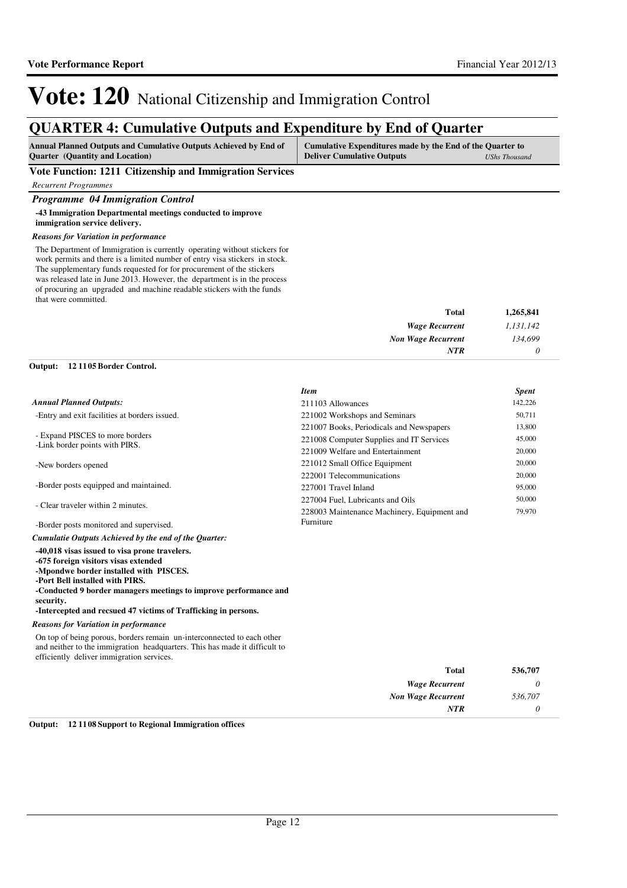# Vote: 120 National Citizenship and Immigration Control

## QUARTER 4: Cumulative Outputs and Expenditure by End of Quarter

| Annual Planned Outputs and Cumulative Outputs Achieved by End of Quarter (Quantity and Location) | Cumulative Expenditures made by the End of the Quarter to Deliver Cumulative Outputs *UShs Thousand* |
|---|---|

### Vote Function: 1211 Citizenship and Immigration Services

*Recurrent Programmes*

#### *Programme 04 Immigration Control*

**-43 Immigration Departmental meetings conducted to improve immigration service delivery.**

*Reasons for Variation in performance*

The Department of Immigration is currently operating without stickers for work permits and there is a limited number of entry visa stickers in stock. The supplementary funds requested for for procurement of the stickers was released late in June 2013. However, the department is in the process of procuring an upgraded and machine readable stickers with the funds that were committed.

| | |
|---|---|
| **Total** | **1,265,841** |
| *Wage Recurrent* | *1,131,142* |
| *Non Wage Recurrent* | *134,699* |
| *NTR* | *0* |

**Output: 12 11 05 Border Control.**

*Annual Planned Outputs:*

-Entry and exit facilities at borders issued.

- Expand PISCES to more borders
-Link border points with PIRS.

-New borders opened

-Border posts equipped and maintained.

- Clear traveler within 2 minutes.

-Border posts monitored and supervised.

*Cumulatie Outputs Achieved by the end of the Quarter:*

**-40,018 visas issued to visa prone travelers.**
**-675 foreign visitors visas extended**
**-Mpondwe border installed with PISCES.**
**-Port Bell installed with PIRS.**
**-Conducted 9 border managers meetings to improve performance and security.**
**-Intercepted and recsued 47 victims of Trafficking in persons.**

*Reasons for Variation in performance*

On top of being porous, borders remain un-interconnected to each other and neither to the immigration headquarters. This has made it difficult to efficiently deliver immigration services.

| *Item* | *Spent* |
|---|---|
| 211103 Allowances | 142,226 |
| 221002 Workshops and Seminars | 50,711 |
| 221007 Books, Periodicals and Newspapers | 13,800 |
| 221008 Computer Supplies and IT Services | 45,000 |
| 221009 Welfare and Entertainment | 20,000 |
| 221012 Small Office Equipment | 20,000 |
| 222001 Telecommunications | 20,000 |
| 227001 Travel Inland | 95,000 |
| 227004 Fuel, Lubricants and Oils | 50,000 |
| 228003 Maintenance Machinery, Equipment and Furniture | 79,970 |

| | |
|---|---|
| **Total** | **536,707** |
| *Wage Recurrent* | *0* |
| *Non Wage Recurrent* | *536,707* |
| *NTR* | *0* |

**Output: 12 11 08 Support to Regional Immigration offices**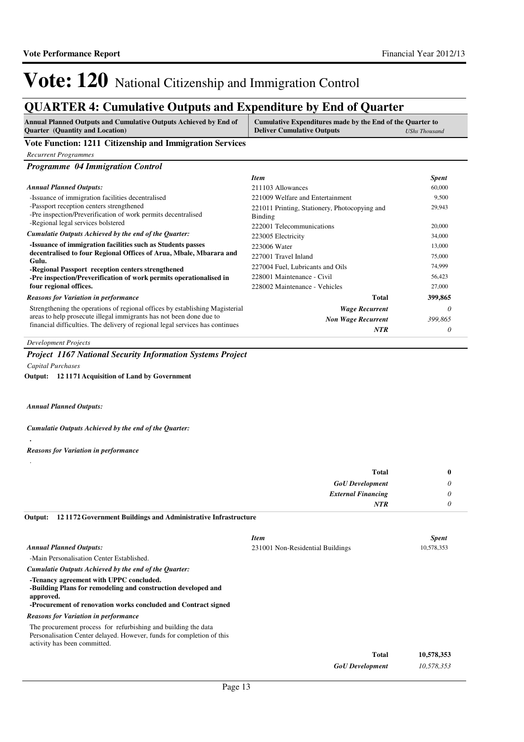# Vote: 120 National Citizenship and Immigration Control

## QUARTER 4: Cumulative Outputs and Expenditure by End of Quarter

| Annual Planned Outputs and Cumulative Outputs Achieved by End of Quarter (Quantity and Location) | Cumulative Expenditures made by the End of the Quarter to Deliver Cumulative Outputs | *UShs Thousand* |
|---|---|---|

### Vote Function: 1211 Citizenship and Immigration Services

*Recurrent Programmes*

#### *Programme 04 Immigration Control*

***Annual Planned Outputs:***

-Issuance of immigration facilities decentralised
-Passport reception centers strengthened
-Pre inspection/Preverification of work permits decentralised
-Regional legal services bolstered

***Cumulatie Outputs Achieved by the end of the Quarter:***

**-Issuance of immigration facilities such as Students passes decentralised to four Regional Offices of Arua, Mbale, Mbarara and Gulu.**
**-Regional Passport reception centers strengthened**
**-Pre inspection/Preverification of work permits operationalised in four regional offices.**

***Reasons for Variation in performance***

Strengthening the operations of regional offices by establishing Magisterial areas to help prosecute illegal immigrants has not been done due to financial difficulties. The delivery of regional legal services has continues

| *Item* | *Spent* |
|---|---|
| 211103 Allowances | 60,000 |
| 221009 Welfare and Entertainment | 9,500 |
| 221011 Printing, Stationery, Photocopying and Binding | 29,943 |
| 222001 Telecommunications | 20,000 |
| 223005 Electricity | 34,000 |
| 223006 Water | 13,000 |
| 227001 Travel Inland | 75,000 |
| 227004 Fuel, Lubricants and Oils | 74,999 |
| 228001 Maintenance - Civil | 56,423 |
| 228002 Maintenance - Vehicles | 27,000 |
| **Total** | **399,865** |
| ***Wage Recurrent*** | *0* |
| ***Non Wage Recurrent*** | *399,865* |
| ***NTR*** | *0* |

*Development Projects*

#### *Project 1167 National Security Information Systems Project*

*Capital Purchases*

**Output: 12 1171 Acquisition of Land by Government**

***Annual Planned Outputs:***

***Cumulatie Outputs Achieved by the end of the Quarter:***

.

***Reasons for Variation in performance***

.

| | |
|---|---|
| **Total** | **0** |
| ***GoU Development*** | *0* |
| ***External Financing*** | *0* |
| ***NTR*** | *0* |

**Output: 12 1172 Government Buildings and Administrative Infrastructure**

***Annual Planned Outputs:***

-Main Personalisation Center Established.

***Cumulatie Outputs Achieved by the end of the Quarter:***

**-Tenancy agreement with UPPC concluded.**
**-Building Plans for remodeling and construction developed and approved.**
**-Procurement of renovation works concluded and Contract signed**

***Reasons for Variation in performance***

The procurement process for refurbishing and building the data Personalisation Center delayed. However, funds for completion of this activity has been committed.

| *Item* | *Spent* |
|---|---|
| 231001 Non-Residential Buildings | 10,578,353 |
| **Total** | **10,578,353** |
| ***GoU Development*** | *10,578,353* |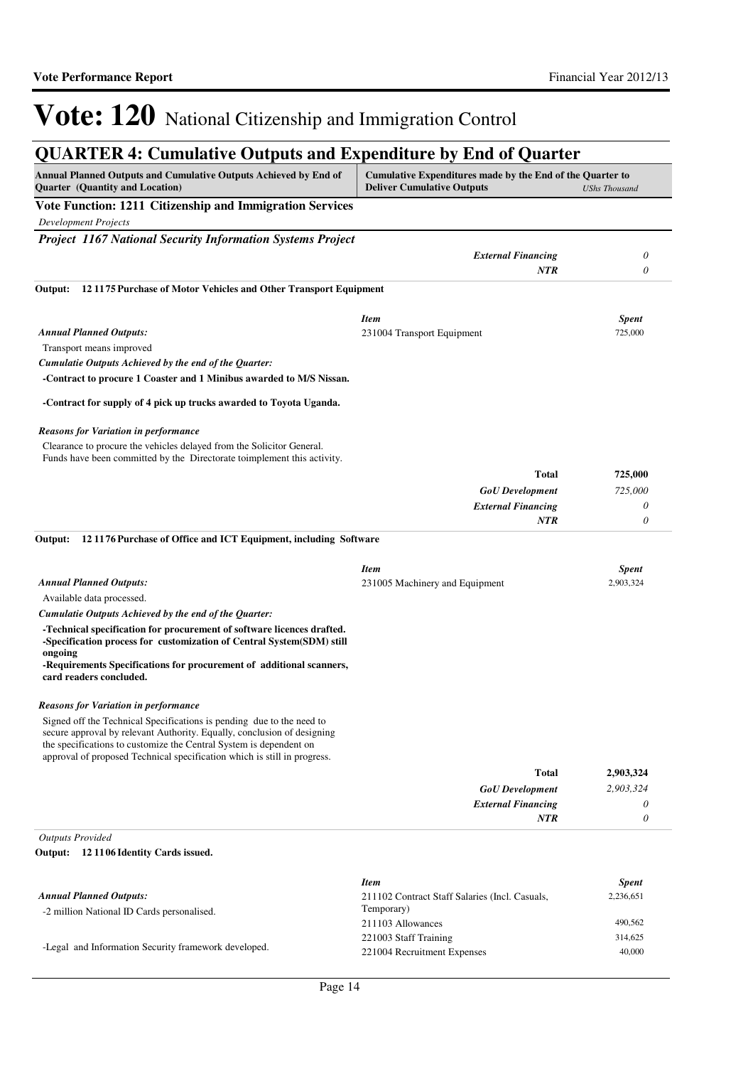# Vote: 120 National Citizenship and Immigration Control

## QUARTER 4: Cumulative Outputs and Expenditure by End of Quarter

| Annual Planned Outputs and Cumulative Outputs Achieved by End of Quarter (Quantity and Location) | Cumulative Expenditures made by the End of the Quarter to Deliver Cumulative Outputs | *UShs Thousand* |
|---|---|---|

**Vote Function: 1211 Citizenship and Immigration Services**

*Development Projects*

***Project 1167 National Security Information Systems Project***

| | | |
|---|---|---|
| | ***External Financing*** | *0* |
| | ***NTR*** | *0* |

**Output: 12 1175 Purchase of Motor Vehicles and Other Transport Equipment**

| | *Item* | *Spent* |
|---|---|---|
| *Annual Planned Outputs:* | 231004 Transport Equipment | 725,000 |

Transport means improved

*Cumulatie Outputs Achieved by the end of the Quarter:*

**-Contract to procure 1 Coaster and 1 Minibus awarded to M/S Nissan.**

**-Contract for supply of 4 pick up trucks awarded to Toyota Uganda.**

*Reasons for Variation in performance*

Clearance to procure the vehicles delayed from the Solicitor General.
Funds have been committed by the Directorate toimplement this activity.

| | | |
|---|---|---|
| | **Total** | **725,000** |
| | ***GoU Development*** | *725,000* |
| | ***External Financing*** | *0* |
| | ***NTR*** | *0* |

**Output: 12 1176 Purchase of Office and ICT Equipment, including Software**

| | *Item* | *Spent* |
|---|---|---|
| *Annual Planned Outputs:* | 231005 Machinery and Equipment | 2,903,324 |

Available data processed.

*Cumulatie Outputs Achieved by the end of the Quarter:*

**-Technical specification for procurement of software licences drafted.**
**-Specification process for customization of Central System(SDM) still ongoing**
**-Requirements Specifications for procurement of additional scanners, card readers concluded.**

*Reasons for Variation in performance*

Signed off the Technical Specifications is pending due to the need to secure approval by relevant Authority. Equally, conclusion of designing the specifications to customize the Central System is dependent on approval of proposed Technical specification which is still in progress.

| | | |
|---|---|---|
| | **Total** | **2,903,324** |
| | ***GoU Development*** | *2,903,324* |
| | ***External Financing*** | *0* |
| | ***NTR*** | *0* |

*Outputs Provided*

**Output: 12 1106 Identity Cards issued.**

| | *Item* | *Spent* |
|---|---|---|
| *Annual Planned Outputs:* | 211102 Contract Staff Salaries (Incl. Casuals, Temporary) | 2,236,651 |
| -2 million National ID Cards personalised. | 211103 Allowances | 490,562 |
| | 221003 Staff Training | 314,625 |
| -Legal and Information Security framework developed. | 221004 Recruitment Expenses | 40,000 |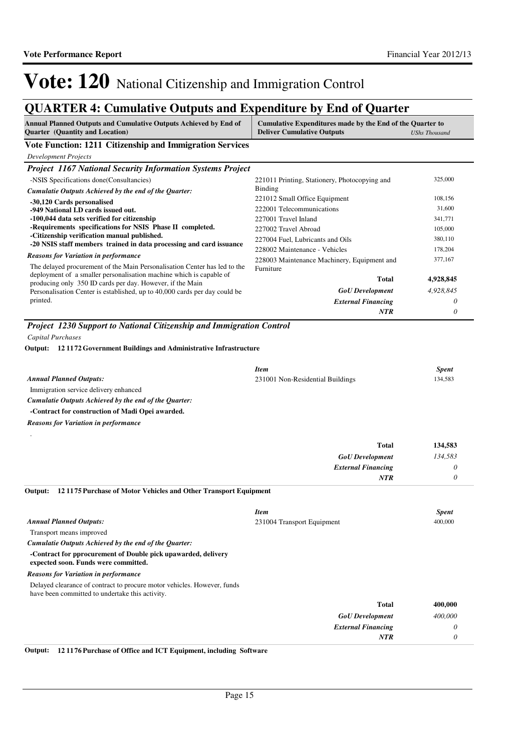# Vote: 120 National Citizenship and Immigration Control

## QUARTER 4: Cumulative Outputs and Expenditure by End of Quarter

| Annual Planned Outputs and Cumulative Outputs Achieved by End of Quarter (Quantity and Location) | Cumulative Expenditures made by the End of the Quarter to Deliver Cumulative Outputs | *UShs Thousand* |
|---|---|---|

**Vote Function: 1211 Citizenship and Immigration Services**

*Development Projects*

### *Project 1167 National Security Information Systems Project*

-NSIS Specifications done(Consultancies)

*Cumulatie Outputs Achieved by the end of the Quarter:*

**-30,120 Cards personalised**
**-949 National I.D cards issued out.**
**-100,044 data sets verified for citizenship**
**-Requirements specifications for NSIS Phase II completed.**
**-Citizenship verification manual published.**
**-20 NSIS staff members trained in data processing and card issuance**

*Reasons for Variation in performance*

The delayed procurement of the Main Personalisation Center has led to the deployment of a smaller personalisation machine which is capable of producing only 350 ID cards per day. However, if the Main Personalisation Center is established, up to 40,000 cards per day could be printed.

| Item | Spent |
|---|---|
| 221011 Printing, Stationery, Photocopying and Binding | 325,000 |
| 221012 Small Office Equipment | 108,156 |
| 222001 Telecommunications | 31,600 |
| 227001 Travel Inland | 341,771 |
| 227002 Travel Abroad | 105,000 |
| 227004 Fuel, Lubricants and Oils | 380,110 |
| 228002 Maintenance - Vehicles | 178,204 |
| 228003 Maintenance Machinery, Equipment and Furniture | 377,167 |
| **Total** | **4,928,845** |
| ***GoU Development*** | *4,928,845* |
| ***External Financing*** | *0* |
| ***NTR*** | *0* |

### *Project 1230 Support to National Citizenship and Immigration Control*

*Capital Purchases*

**Output: 12 1172 Government Buildings and Administrative Infrastructure**

*Annual Planned Outputs:*

Immigration service delivery enhanced

*Cumulatie Outputs Achieved by the end of the Quarter:*

**-Contract for construction of Madi Opei awarded.**

*Reasons for Variation in performance*

.

| *Item* | *Spent* |
|---|---|
| 231001 Non-Residential Buildings | 134,583 |
| **Total** | **134,583** |
| ***GoU Development*** | *134,583* |
| ***External Financing*** | *0* |
| ***NTR*** | *0* |

**Output: 12 1175 Purchase of Motor Vehicles and Other Transport Equipment**

*Annual Planned Outputs:*

Transport means improved

*Cumulatie Outputs Achieved by the end of the Quarter:*

**-Contract for pprocurement of Double pick upawarded, delivery expected soon. Funds were committed.**

*Reasons for Variation in performance*

Delayed clearance of contract to procure motor vehicles. However, funds have been committed to undertake this activity.

| *Item* | *Spent* |
|---|---|
| 231004 Transport Equipment | 400,000 |
| **Total** | **400,000** |
| ***GoU Development*** | *400,000* |
| ***External Financing*** | *0* |
| ***NTR*** | *0* |

**Output: 12 1176 Purchase of Office and ICT Equipment, including Software**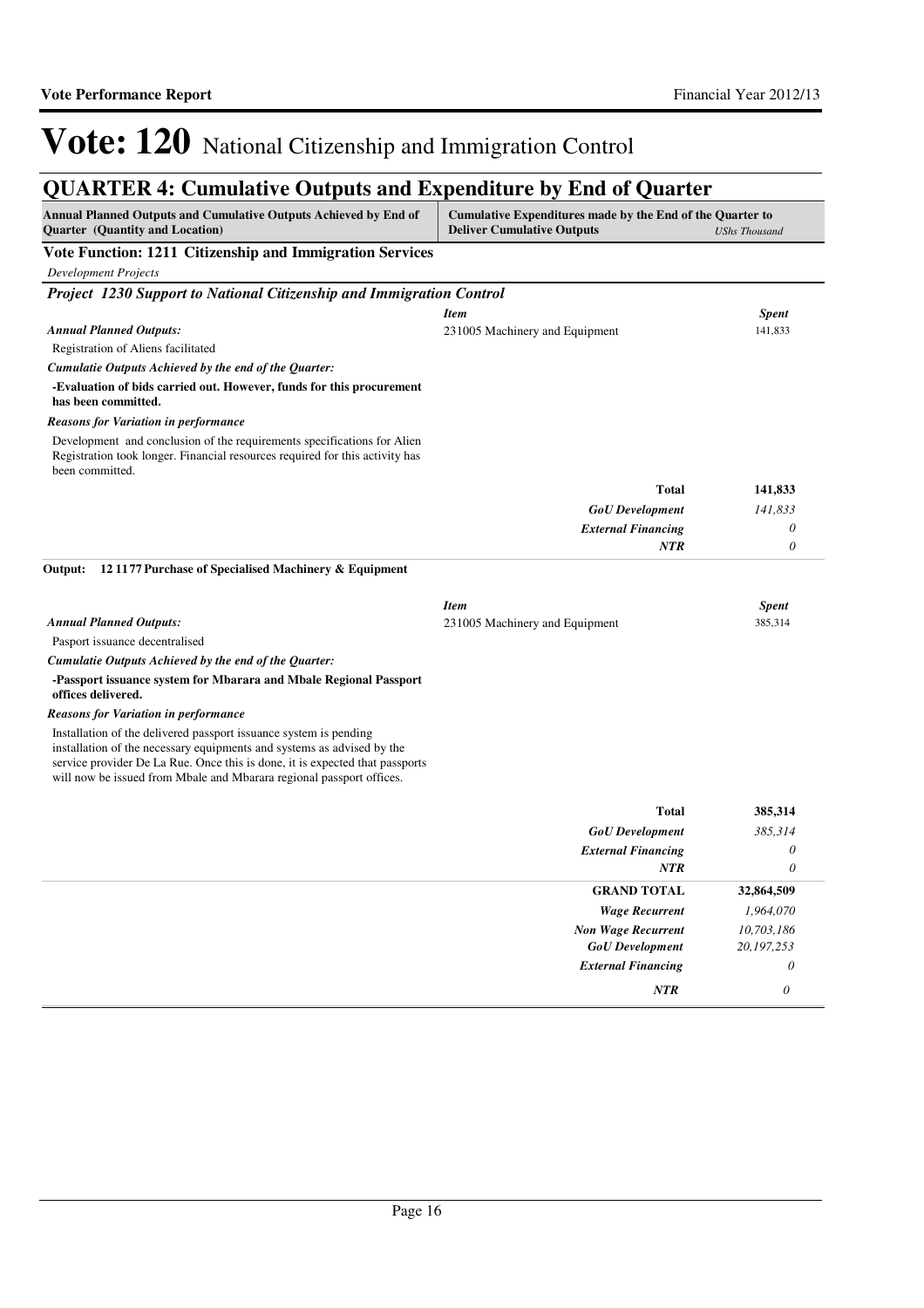# Vote: 120 National Citizenship and Immigration Control

## QUARTER 4: Cumulative Outputs and Expenditure by End of Quarter

| Annual Planned Outputs and Cumulative Outputs Achieved by End of Quarter (Quantity and Location) | Cumulative Expenditures made by the End of the Quarter to Deliver Cumulative Outputs | *UShs Thousand* |
|---|---|---|

**Vote Function: 1211 Citizenship and Immigration Services**

*Development Projects*

***Project 1230 Support to National Citizenship and Immigration Control***

| | *Item* | *Spent* |
|---|---|---|
| ***Annual Planned Outputs:*** | 231005 Machinery and Equipment | 141,833 |
| Registration of Aliens facilitated | | |
| ***Cumulatie Outputs Achieved by the end of the Quarter:*** | | |
| **-Evaluation of bids carried out. However, funds for this procurement has been committed.** | | |
| ***Reasons for Variation in performance*** | | |
| Development and conclusion of the requirements specifications for Alien Registration took longer. Financial resources required for this activity has been committed. | | |
| | **Total** | **141,833** |
| | ***GoU Development*** | *141,833* |
| | ***External Financing*** | *0* |
| | ***NTR*** | *0* |

**Output: 12 11 77 Purchase of Specialised Machinery & Equipment**

| | *Item* | *Spent* |
|---|---|---|
| ***Annual Planned Outputs:*** | 231005 Machinery and Equipment | 385,314 |
| Pasport issuance decentralised | | |
| ***Cumulatie Outputs Achieved by the end of the Quarter:*** | | |
| **-Passport issuance system for Mbarara and Mbale Regional Passport offices delivered.** | | |
| ***Reasons for Variation in performance*** | | |
| Installation of the delivered passport issuance system is pending installation of the necessary equipments and systems as advised by the service provider De La Rue. Once this is done, it is expected that passports will now be issued from Mbale and Mbarara regional passport offices. | | |
| | **Total** | **385,314** |
| | ***GoU Development*** | *385,314* |
| | ***External Financing*** | *0* |
| | ***NTR*** | *0* |

| | | |
|---|---|---|
| | **GRAND TOTAL** | **32,864,509** |
| | ***Wage Recurrent*** | *1,964,070* |
| | ***Non Wage Recurrent*** | *10,703,186* |
| | ***GoU Development*** | *20,197,253* |
| | ***External Financing*** | *0* |
| | ***NTR*** | *0* |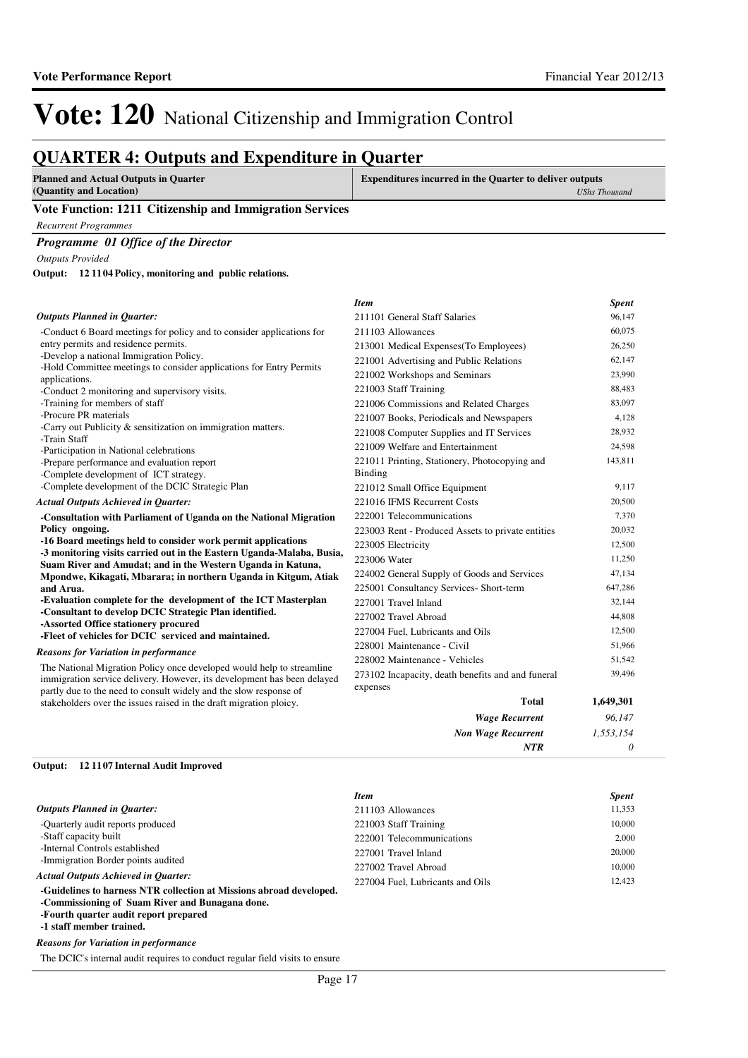# Vote: 120 National Citizenship and Immigration Control

## QUARTER 4: Outputs and Expenditure in Quarter

**Planned and Actual Outputs in Quarter (Quantity and Location)** | **Expenditures incurred in the Quarter to deliver outputs** *UShs Thousand*

### Vote Function: 1211 Citizenship and Immigration Services

*Recurrent Programmes*

#### *Programme 01 Office of the Director*

*Outputs Provided*

**Output: 12 11 04 Policy, monitoring and public relations.**

*Outputs Planned in Quarter:*

-Conduct 6 Board meetings for policy and to consider applications for entry permits and residence permits.
-Develop a national Immigration Policy.
-Hold Committee meetings to consider applications for Entry Permits applications.
-Conduct 2 monitoring and supervisory visits.
-Training for members of staff
-Procure PR materials
-Carry out Publicity & sensitization on immigration matters.
-Train Staff
-Participation in National celebrations
-Prepare performance and evaluation report
-Complete development of ICT strategy.
-Complete development of the DCIC Strategic Plan

*Actual Outputs Achieved in Quarter:*

**-Consultation with Parliament of Uganda on the National Migration Policy ongoing.**
**-16 Board meetings held to consider work permit applications**
**-3 monitoring visits carried out in the Eastern Uganda-Malaba, Busia, Suam River and Amudat; and in the Western Uganda in Katuna, Mpondwe, Kikagati, Mbarara; in northern Uganda in Kitgum, Atiak and Arua.**
**-Evaluation complete for the development of the ICT Masterplan**
**-Consultant to develop DCIC Strategic Plan identified.**
**-Assorted Office stationery procured**
**-Fleet of vehicles for DCIC serviced and maintained.**

*Reasons for Variation in performance*

The National Migration Policy once developed would help to streamline immigration service delivery. However, its development has been delayed partly due to the need to consult widely and the slow response of stakeholders over the issues raised in the draft migration ploicy.

| *Item* | *Spent* |
|---|---|
| 211101 General Staff Salaries | 96,147 |
| 211103 Allowances | 60,075 |
| 213001 Medical Expenses(To Employees) | 26,250 |
| 221001 Advertising and Public Relations | 62,147 |
| 221002 Workshops and Seminars | 23,990 |
| 221003 Staff Training | 88,483 |
| 221006 Commissions and Related Charges | 83,097 |
| 221007 Books, Periodicals and Newspapers | 4,128 |
| 221008 Computer Supplies and IT Services | 28,932 |
| 221009 Welfare and Entertainment | 24,598 |
| 221011 Printing, Stationery, Photocopying and Binding | 143,811 |
| 221012 Small Office Equipment | 9,117 |
| 221016 IFMS Recurrent Costs | 20,500 |
| 222001 Telecommunications | 7,370 |
| 223003 Rent - Produced Assets to private entities | 20,032 |
| 223005 Electricity | 12,500 |
| 223006 Water | 11,250 |
| 224002 General Supply of Goods and Services | 47,134 |
| 225001 Consultancy Services- Short-term | 647,286 |
| 227001 Travel Inland | 32,144 |
| 227002 Travel Abroad | 44,808 |
| 227004 Fuel, Lubricants and Oils | 12,500 |
| 228001 Maintenance - Civil | 51,966 |
| 228002 Maintenance - Vehicles | 51,542 |
| 273102 Incapacity, death benefits and and funeral expenses | 39,496 |
| **Total** | **1,649,301** |
| *Wage Recurrent* | *96,147* |
| *Non Wage Recurrent* | *1,553,154* |
| *NTR* | *0* |

**Output: 12 11 07 Internal Audit Improved**

*Outputs Planned in Quarter:*

-Quarterly audit reports produced
-Staff capacity built
-Internal Controls established
-Immigration Border points audited

*Actual Outputs Achieved in Quarter:*

**-Guidelines to harness NTR collection at Missions abroad developed.**
**-Commissioning of Suam River and Bunagana done.**
**-Fourth quarter audit report prepared**
**-1 staff member trained.**

*Reasons for Variation in performance*

The DCIC's internal audit requires to conduct regular field visits to ensure

| *Item* | *Spent* |
|---|---|
| 211103 Allowances | 11,353 |
| 221003 Staff Training | 10,000 |
| 222001 Telecommunications | 2,000 |
| 227001 Travel Inland | 20,000 |
| 227002 Travel Abroad | 10,000 |
| 227004 Fuel, Lubricants and Oils | 12,423 |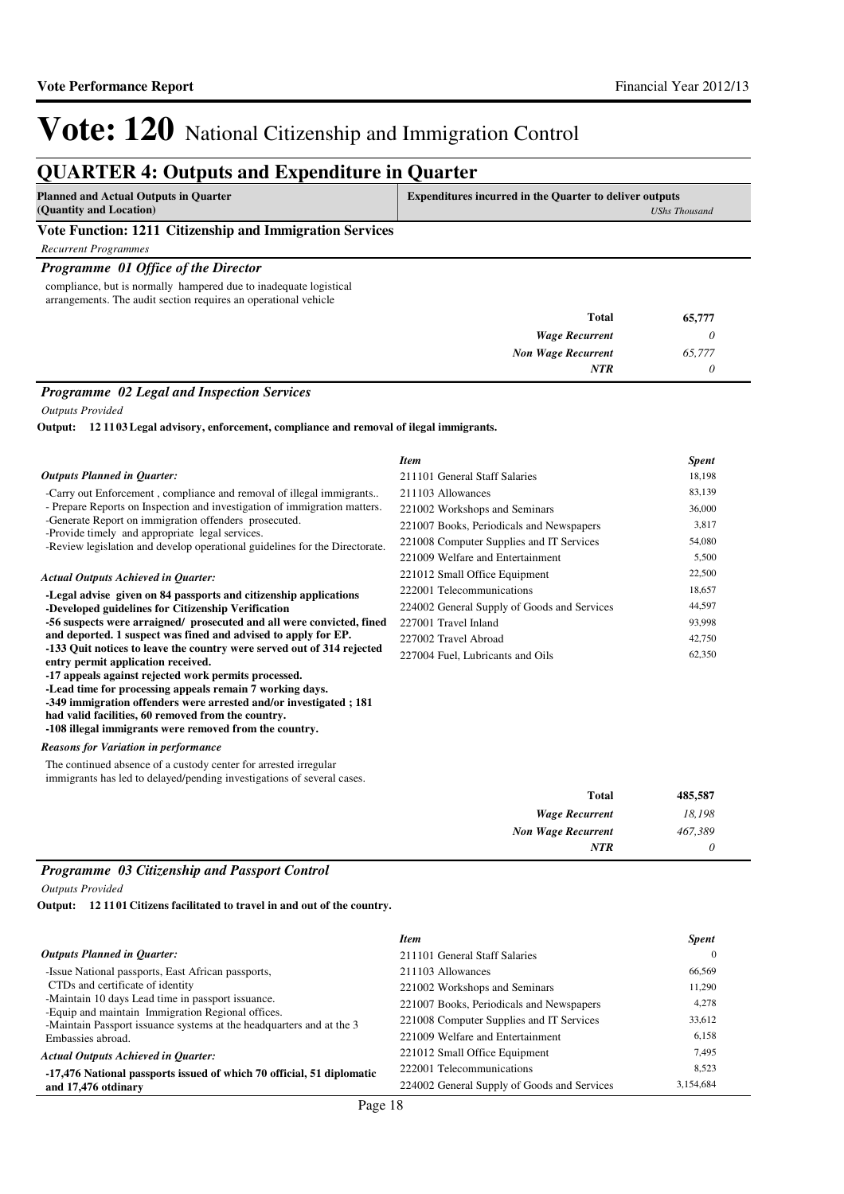# Vote: 120 National Citizenship and Immigration Control

## QUARTER 4: Outputs and Expenditure in Quarter

| Planned and Actual Outputs in Quarter (Quantity and Location) | Expenditures incurred in the Quarter to deliver outputs *UShs Thousand* |
|---|---|

### Vote Function: 1211 Citizenship and Immigration Services

*Recurrent Programmes*

#### *Programme 01 Office of the Director*

compliance, but is normally hampered due to inadequate logistical arrangements. The audit section requires an operational vehicle

| | |
|---|---|
| **Total** | **65,777** |
| *Wage Recurrent* | *0* |
| *Non Wage Recurrent* | *65,777* |
| *NTR* | *0* |

#### *Programme 02 Legal and Inspection Services*

*Outputs Provided*

**Output: 12 11 03 Legal advisory, enforcement, compliance and removal of ilegal immigrants.**

*Outputs Planned in Quarter:*

-Carry out Enforcement , compliance and removal of illegal immigrants..
- Prepare Reports on Inspection and investigation of immigration matters.
-Generate Report on immigration offenders prosecuted.
-Provide timely and appropriate legal services.
-Review legislation and develop operational guidelines for the Directorate.

*Actual Outputs Achieved in Quarter:*

**-Legal advise given on 84 passports and citizenship applications**
**-Developed guidelines for Citizenship Verification**
**-56 suspects were arraigned/ prosecuted and all were convicted, fined and deported. 1 suspect was fined and advised to apply for EP.**
**-133 Quit notices to leave the country were served out of 314 rejected entry permit application received.**
**-17 appeals against rejected work permits processed.**
**-Lead time for processing appeals remain 7 working days.**
**-349 immigration offenders were arrested and/or investigated ; 181 had valid facilities, 60 removed from the country.**
**-108 illegal immigrants were removed from the country.**

*Reasons for Variation in performance*

The continued absence of a custody center for arrested irregular immigrants has led to delayed/pending investigations of several cases.

| *Item* | *Spent* |
|---|---|
| 211101 General Staff Salaries | 18,198 |
| 211103 Allowances | 83,139 |
| 221002 Workshops and Seminars | 36,000 |
| 221007 Books, Periodicals and Newspapers | 3,817 |
| 221008 Computer Supplies and IT Services | 54,080 |
| 221009 Welfare and Entertainment | 5,500 |
| 221012 Small Office Equipment | 22,500 |
| 222001 Telecommunications | 18,657 |
| 224002 General Supply of Goods and Services | 44,597 |
| 227001 Travel Inland | 93,998 |
| 227002 Travel Abroad | 42,750 |
| 227004 Fuel, Lubricants and Oils | 62,350 |

| | |
|---|---|
| **Total** | **485,587** |
| *Wage Recurrent* | *18,198* |
| *Non Wage Recurrent* | *467,389* |
| *NTR* | *0* |

#### *Programme 03 Citizenship and Passport Control*

*Outputs Provided*

**Output: 12 11 01 Citizens facilitated to travel in and out of the country.**

*Outputs Planned in Quarter:*

-Issue National passports, East African passports, CTDs and certificate of identity
-Maintain 10 days Lead time in passport issuance.
-Equip and maintain Immigration Regional offices.
-Maintain Passport issuance systems at the headquarters and at the 3 Embassies abroad.

*Actual Outputs Achieved in Quarter:*

**-17,476 National passports issued of which 70 official, 51 diplomatic and 17,476 otdinary**

| *Item* | *Spent* |
|---|---|
| 211101 General Staff Salaries | 0 |
| 211103 Allowances | 66,569 |
| 221002 Workshops and Seminars | 11,290 |
| 221007 Books, Periodicals and Newspapers | 4,278 |
| 221008 Computer Supplies and IT Services | 33,612 |
| 221009 Welfare and Entertainment | 6,158 |
| 221012 Small Office Equipment | 7,495 |
| 222001 Telecommunications | 8,523 |
| 224002 General Supply of Goods and Services | 3,154,684 |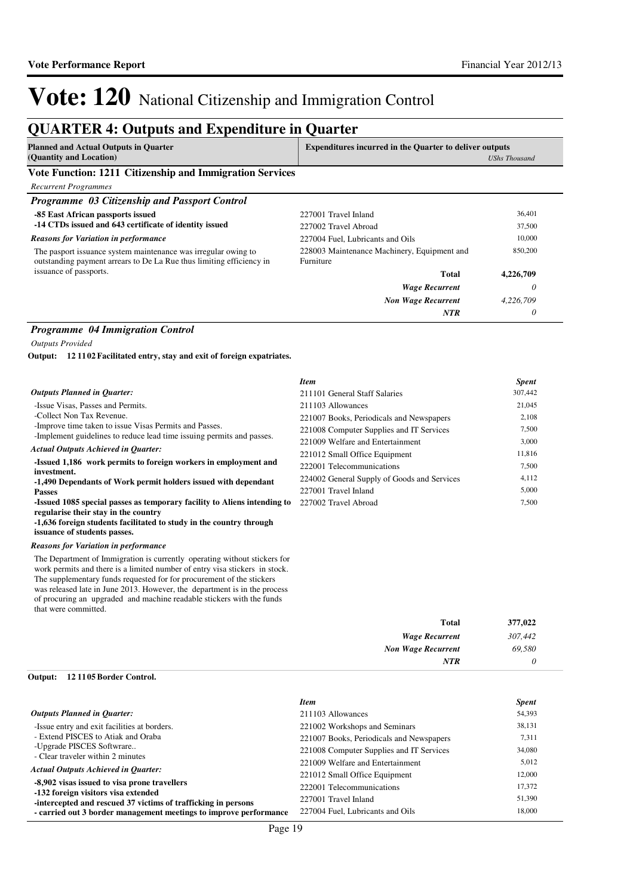# Vote: 120 National Citizenship and Immigration Control

## QUARTER 4: Outputs and Expenditure in Quarter

| Planned and Actual Outputs in Quarter (Quantity and Location) | Expenditures incurred in the Quarter to deliver outputs | *UShs Thousand* |
|---|---|---|

### Vote Function: 1211 Citizenship and Immigration Services

*Recurrent Programmes*

#### *Programme 03 Citizenship and Passport Control*

**-85 East African passports issued**
**-14 CTDs issued and 643 certificate of identity issued**

*Reasons for Variation in performance*

The pasport issuance system maintenance was irregular owing to outstanding payment arrears to De La Rue thus limiting efficiency in issuance of passports.

| Item | Spent |
|---|---|
| 227001 Travel Inland | 36,401 |
| 227002 Travel Abroad | 37,500 |
| 227004 Fuel, Lubricants and Oils | 10,000 |
| 228003 Maintenance Machinery, Equipment and Furniture | 850,200 |
| **Total** | **4,226,709** |
| *Wage Recurrent* | *0* |
| *Non Wage Recurrent* | *4,226,709* |
| *NTR* | *0* |

#### *Programme 04 Immigration Control*

*Outputs Provided*

**Output: 12 11 02 Facilitated entry, stay and exit of foreign expatriates.**

*Outputs Planned in Quarter:*

-Issue Visas, Passes and Permits.
-Collect Non Tax Revenue.
-Improve time taken to issue Visas Permits and Passes.
-Implement guidelines to reduce lead time issuing permits and passes.

*Actual Outputs Achieved in Quarter:*

**-Issued 1,186 work permits to foreign workers in employment and investment.**
**-1,490 Dependants of Work permit holders issued with dependant Passes**
**-Issued 1085 special passes as temporary facility to Aliens intending to regularise their stay in the country**
**-1,636 foreign students facilitated to study in the country through issuance of students passes.**

*Reasons for Variation in performance*

The Department of Immigration is currently operating without stickers for work permits and there is a limited number of entry visa stickers in stock. The supplementary funds requested for for procurement of the stickers was released late in June 2013. However, the department is in the process of procuring an upgraded and machine readable stickers with the funds that were committed.

| *Item* | *Spent* |
|---|---|
| 211101 General Staff Salaries | 307,442 |
| 211103 Allowances | 21,045 |
| 221007 Books, Periodicals and Newspapers | 2,108 |
| 221008 Computer Supplies and IT Services | 7,500 |
| 221009 Welfare and Entertainment | 3,000 |
| 221012 Small Office Equipment | 11,816 |
| 222001 Telecommunications | 7,500 |
| 224002 General Supply of Goods and Services | 4,112 |
| 227001 Travel Inland | 5,000 |
| 227002 Travel Abroad | 7,500 |
| **Total** | **377,022** |
| *Wage Recurrent* | *307,442* |
| *Non Wage Recurrent* | *69,580* |
| *NTR* | *0* |

**Output: 12 11 05 Border Control.**

*Outputs Planned in Quarter:*

-Issue entry and exit facilities at borders.
- Extend PISCES to Atiak and Oraba
-Upgrade PISCES Softwrare..
- Clear traveler within 2 minutes

*Actual Outputs Achieved in Quarter:*

**-8,902 visas issued to visa prone travellers**
**-132 foreign visitors visa extended**
**-intercepted and rescued 37 victims of trafficking in persons**
**- carried out 3 border management meetings to improve performance**

| *Item* | *Spent* |
|---|---|
| 211103 Allowances | 54,393 |
| 221002 Workshops and Seminars | 38,131 |
| 221007 Books, Periodicals and Newspapers | 7,311 |
| 221008 Computer Supplies and IT Services | 34,080 |
| 221009 Welfare and Entertainment | 5,012 |
| 221012 Small Office Equipment | 12,000 |
| 222001 Telecommunications | 17,372 |
| 227001 Travel Inland | 51,390 |
| 227004 Fuel, Lubricants and Oils | 18,000 |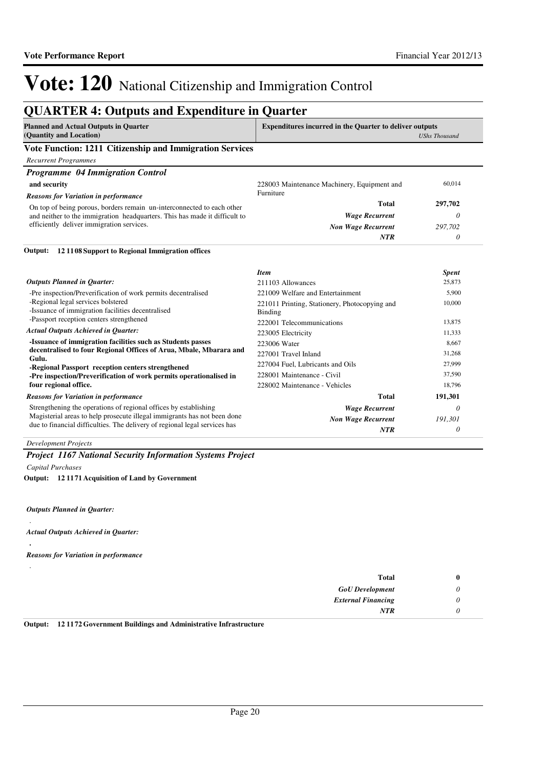# Vote: 120 National Citizenship and Immigration Control

## QUARTER 4: Outputs and Expenditure in Quarter

| Planned and Actual Outputs in Quarter (Quantity and Location) | Expenditures incurred in the Quarter to deliver outputs | *UShs Thousand* |
|---|---|---|

### Vote Function: 1211 Citizenship and Immigration Services

*Recurrent Programmes*

#### *Programme 04 Immigration Control*

**and security**

*Reasons for Variation in performance*

On top of being porous, borders remain un-interconnected to each other and neither to the immigration headquarters. This has made it difficult to efficiently deliver immigration services.

| Item | Spent |
|---|---|
| 228003 Maintenance Machinery, Equipment and Furniture | 60,014 |
| **Total** | **297,702** |
| *Wage Recurrent* | *0* |
| *Non Wage Recurrent* | *297,702* |
| *NTR* | *0* |

**Output: 12 11 08 Support to Regional Immigration offices**

*Outputs Planned in Quarter:*

-Pre inspection/Preverification of work permits decentralised
-Regional legal services bolstered
-Issuance of immigration facilities decentralised
-Passport reception centers strengthened

*Actual Outputs Achieved in Quarter:*

**-Issuance of immigration facilities such as Students passes decentralised to four Regional Offices of Arua, Mbale, Mbarara and Gulu.**
**-Regional Passport reception centers strengthened**
**-Pre inspection/Preverification of work permits operationalised in four regional office.**

*Reasons for Variation in performance*

Strengthening the operations of regional offices by establishing Magisterial areas to help prosecute illegal immigrants has not been done due to financial difficulties. The delivery of regional legal services has

| *Item* | *Spent* |
|---|---|
| 211103 Allowances | 25,873 |
| 221009 Welfare and Entertainment | 5,900 |
| 221011 Printing, Stationery, Photocopying and Binding | 10,000 |
| 222001 Telecommunications | 13,875 |
| 223005 Electricity | 11,333 |
| 223006 Water | 8,667 |
| 227001 Travel Inland | 31,268 |
| 227004 Fuel, Lubricants and Oils | 27,999 |
| 228001 Maintenance - Civil | 37,590 |
| 228002 Maintenance - Vehicles | 18,796 |
| **Total** | **191,301** |
| *Wage Recurrent* | *0* |
| *Non Wage Recurrent* | *191,301* |
| *NTR* | *0* |

*Development Projects*

#### *Project 1167 National Security Information Systems Project*

*Capital Purchases*

**Output: 12 11 71 Acquisition of Land by Government**

*Outputs Planned in Quarter:*

.

*Actual Outputs Achieved in Quarter:*

**.**

*Reasons for Variation in performance*

.

| | |
|---|---|
| **Total** | **0** |
| *GoU Development* | *0* |
| *External Financing* | *0* |
| *NTR* | *0* |

**Output: 12 11 72 Government Buildings and Administrative Infrastructure**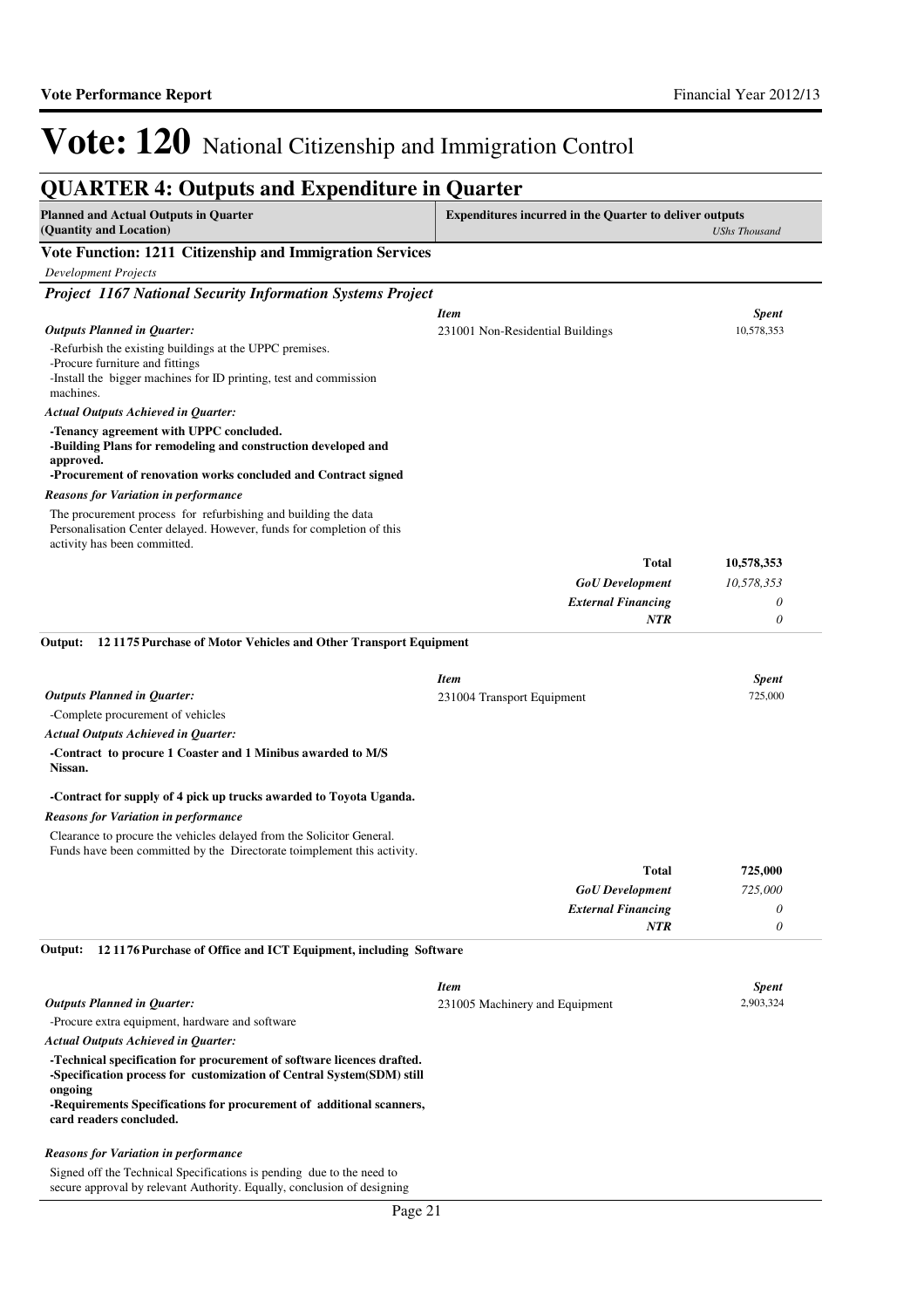# Vote: 120 National Citizenship and Immigration Control

## QUARTER 4: Outputs and Expenditure in Quarter

| Planned and Actual Outputs in Quarter (Quantity and Location) | Expenditures incurred in the Quarter to deliver outputs *UShs Thousand* |
|---|---|

### Vote Function: 1211 Citizenship and Immigration Services

*Development Projects*

#### *Project 1167 National Security Information Systems Project*

*Outputs Planned in Quarter:*

-Refurbish the existing buildings at the UPPC premises.
-Procure furniture and fittings
-Install the bigger machines for ID printing, test and commission machines.

*Actual Outputs Achieved in Quarter:*

**-Tenancy agreement with UPPC concluded.**
**-Building Plans for remodeling and construction developed and approved.**
**-Procurement of renovation works concluded and Contract signed**

*Reasons for Variation in performance*

The procurement process for refurbishing and building the data Personalisation Center delayed. However, funds for completion of this activity has been committed.

| *Item* | *Spent* |
|---|---|
| 231001 Non-Residential Buildings | 10,578,353 |
| **Total** | **10,578,353** |
| ***GoU Development*** | *10,578,353* |
| ***External Financing*** | *0* |
| ***NTR*** | *0* |

**Output: 12 1175 Purchase of Motor Vehicles and Other Transport Equipment**

*Outputs Planned in Quarter:*

-Complete procurement of vehicles

*Actual Outputs Achieved in Quarter:*

**-Contract to procure 1 Coaster and 1 Minibus awarded to M/S Nissan.**

**-Contract for supply of 4 pick up trucks awarded to Toyota Uganda.**

*Reasons for Variation in performance*

Clearance to procure the vehicles delayed from the Solicitor General.
Funds have been committed by the Directorate toimplement this activity.

| *Item* | *Spent* |
|---|---|
| 231004 Transport Equipment | 725,000 |
| **Total** | **725,000** |
| ***GoU Development*** | *725,000* |
| ***External Financing*** | *0* |
| ***NTR*** | *0* |

**Output: 12 1176 Purchase of Office and ICT Equipment, including Software**

*Outputs Planned in Quarter:*

-Procure extra equipment, hardware and software

*Actual Outputs Achieved in Quarter:*

**-Technical specification for procurement of software licences drafted.**
**-Specification process for customization of Central System(SDM) still ongoing**
**-Requirements Specifications for procurement of additional scanners, card readers concluded.**

*Reasons for Variation in performance*

Signed off the Technical Specifications is pending due to the need to secure approval by relevant Authority. Equally, conclusion of designing

| *Item* | *Spent* |
|---|---|
| 231005 Machinery and Equipment | 2,903,324 |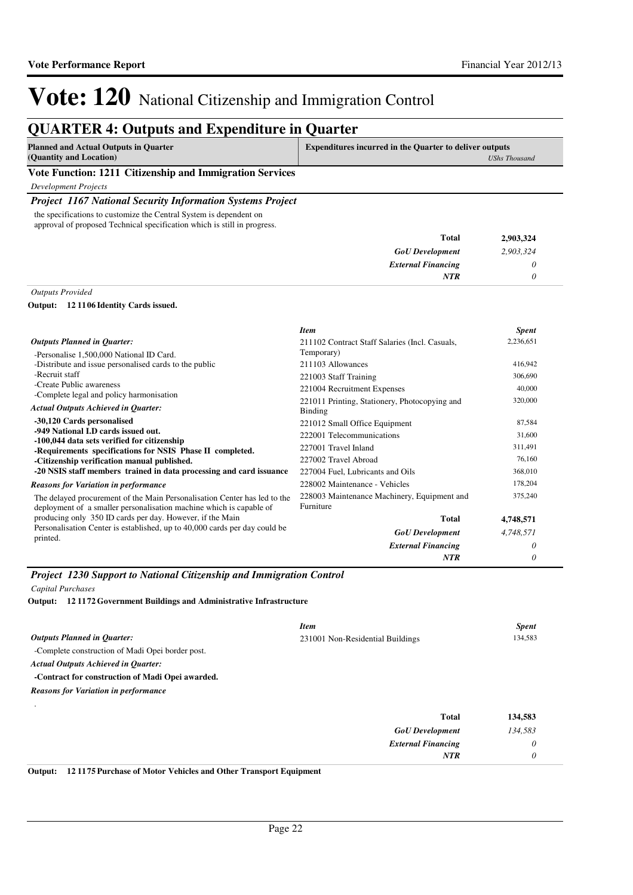# Vote: 120 National Citizenship and Immigration Control

## QUARTER 4: Outputs and Expenditure in Quarter

| Planned and Actual Outputs in Quarter (Quantity and Location) | Expenditures incurred in the Quarter to deliver outputs *UShs Thousand* |
|---|---|

### Vote Function: 1211 Citizenship and Immigration Services

*Development Projects*

#### *Project 1167 National Security Information Systems Project*

the specifications to customize the Central System is dependent on approval of proposed Technical specification which is still in progress.

| | |
|---|---|
| **Total** | **2,903,324** |
| ***GoU Development*** | *2,903,324* |
| ***External Financing*** | *0* |
| ***NTR*** | *0* |

*Outputs Provided*

**Output: 12 11 06 Identity Cards issued.**

***Outputs Planned in Quarter:***

-Personalise 1,500,000 National ID Card.
-Distribute and issue personalised cards to the public
-Recruit staff
-Create Public awareness
-Complete legal and policy harmonisation

***Actual Outputs Achieved in Quarter:***

**-30,120 Cards personalised**
**-949 National I.D cards issued out.**
**-100,044 data sets verified for citizenship**
**-Requirements specifications for NSIS Phase II completed.**
**-Citizenship verification manual published.**
**-20 NSIS staff members trained in data processing and card issuance**

***Reasons for Variation in performance***

The delayed procurement of the Main Personalisation Center has led to the deployment of a smaller personalisation machine which is capable of producing only 350 ID cards per day. However, if the Main Personalisation Center is established, up to 40,000 cards per day could be printed.

| *Item* | *Spent* |
|---|---|
| 211102 Contract Staff Salaries (Incl. Casuals, Temporary) | 2,236,651 |
| 211103 Allowances | 416,942 |
| 221003 Staff Training | 306,690 |
| 221004 Recruitment Expenses | 40,000 |
| 221011 Printing, Stationery, Photocopying and Binding | 320,000 |
| 221012 Small Office Equipment | 87,584 |
| 222001 Telecommunications | 31,600 |
| 227001 Travel Inland | 311,491 |
| 227002 Travel Abroad | 76,160 |
| 227004 Fuel, Lubricants and Oils | 368,010 |
| 228002 Maintenance - Vehicles | 178,204 |
| 228003 Maintenance Machinery, Equipment and Furniture | 375,240 |
| **Total** | **4,748,571** |
| ***GoU Development*** | *4,748,571* |
| ***External Financing*** | *0* |
| ***NTR*** | *0* |

#### *Project 1230 Support to National Citizenship and Immigration Control*

*Capital Purchases*

**Output: 12 11 72 Government Buildings and Administrative Infrastructure**

***Outputs Planned in Quarter:***

-Complete construction of Madi Opei border post.

***Actual Outputs Achieved in Quarter:***

**-Contract for construction of Madi Opei awarded.**

***Reasons for Variation in performance***

.

| *Item* | *Spent* |
|---|---|
| 231001 Non-Residential Buildings | 134,583 |
| **Total** | **134,583** |
| ***GoU Development*** | *134,583* |
| ***External Financing*** | *0* |
| ***NTR*** | *0* |

**Output: 12 11 75 Purchase of Motor Vehicles and Other Transport Equipment**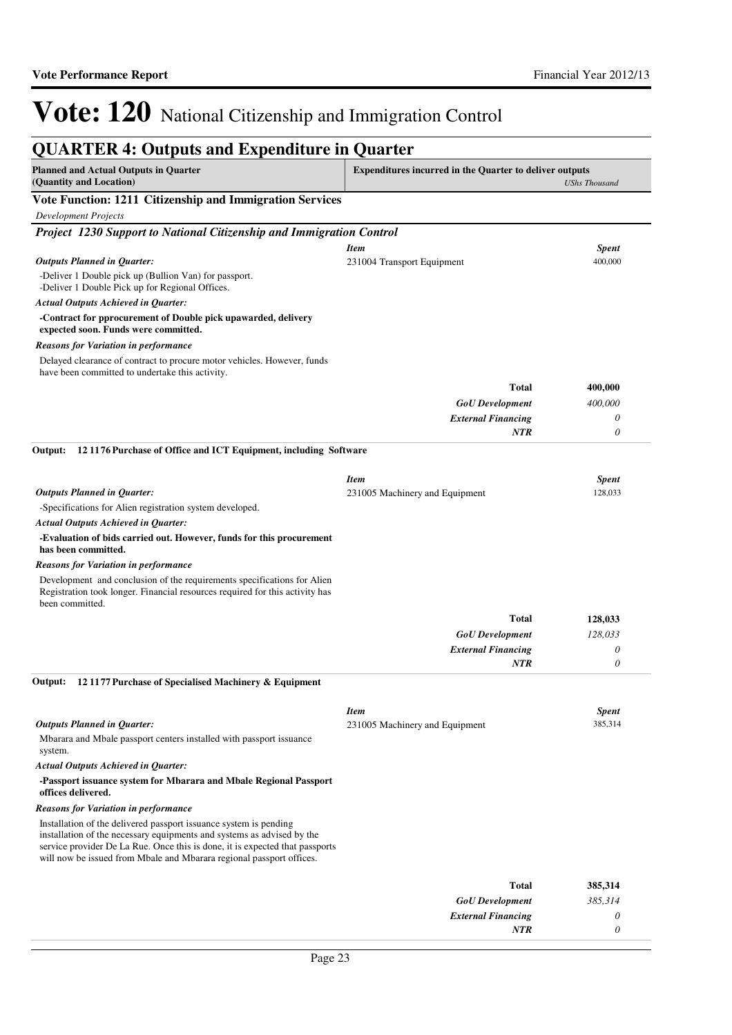# Vote: 120 National Citizenship and Immigration Control

## QUARTER 4: Outputs and Expenditure in Quarter

| Planned and Actual Outputs in Quarter (Quantity and Location) | Expenditures incurred in the Quarter to deliver outputs | *UShs Thousand* |
|---|---|---|

### Vote Function: 1211 Citizenship and Immigration Services

*Development Projects*

#### *Project 1230 Support to National Citizenship and Immigration Control*

*Outputs Planned in Quarter:*

-Deliver 1 Double pick up (Bullion Van) for passport.
-Deliver 1 Double Pick up for Regional Offices.

*Actual Outputs Achieved in Quarter:*

**-Contract for pprocurement of Double pick upawarded, delivery expected soon. Funds were committed.**

*Reasons for Variation in performance*

Delayed clearance of contract to procure motor vehicles. However, funds have been committed to undertake this activity.

| *Item* | *Spent* |
|---|---|
| 231004 Transport Equipment | 400,000 |
| **Total** | **400,000** |
| *GoU Development* | *400,000* |
| *External Financing* | *0* |
| *NTR* | *0* |

**Output: 12 1176 Purchase of Office and ICT Equipment, including Software**

*Outputs Planned in Quarter:*

-Specifications for Alien registration system developed.

*Actual Outputs Achieved in Quarter:*

**-Evaluation of bids carried out. However, funds for this procurement has been committed.**

*Reasons for Variation in performance*

Development and conclusion of the requirements specifications for Alien Registration took longer. Financial resources required for this activity has been committed.

| *Item* | *Spent* |
|---|---|
| 231005 Machinery and Equipment | 128,033 |
| **Total** | **128,033** |
| *GoU Development* | *128,033* |
| *External Financing* | *0* |
| *NTR* | *0* |

**Output: 12 1177 Purchase of Specialised Machinery & Equipment**

*Outputs Planned in Quarter:*

Mbarara and Mbale passport centers installed with passport issuance system.

*Actual Outputs Achieved in Quarter:*

**-Passport issuance system for Mbarara and Mbale Regional Passport offices delivered.**

*Reasons for Variation in performance*

Installation of the delivered passport issuance system is pending installation of the necessary equipments and systems as advised by the service provider De La Rue. Once this is done, it is expected that passports will now be issued from Mbale and Mbarara regional passport offices.

| *Item* | *Spent* |
|---|---|
| 231005 Machinery and Equipment | 385,314 |
| **Total** | **385,314** |
| *GoU Development* | *385,314* |
| *External Financing* | *0* |
| *NTR* | *0* |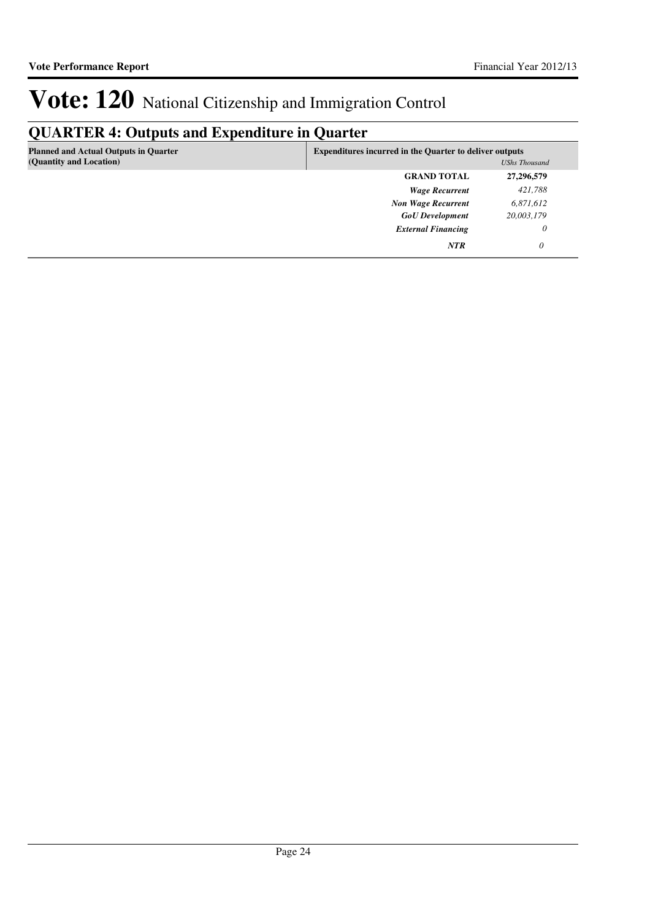# Vote: 120 National Citizenship and Immigration Control

## QUARTER 4: Outputs and Expenditure in Quarter

| Planned and Actual Outputs in Quarter (Quantity and Location) | Expenditures incurred in the Quarter to deliver outputs | *UShs Thousand* |
|---|---|---|
| | **GRAND TOTAL** | **27,296,579** |
| | ***Wage Recurrent*** | *421,788* |
| | ***Non Wage Recurrent*** | *6,871,612* |
| | ***GoU Development*** | *20,003,179* |
| | ***External Financing*** | *0* |
| | ***NTR*** | *0* |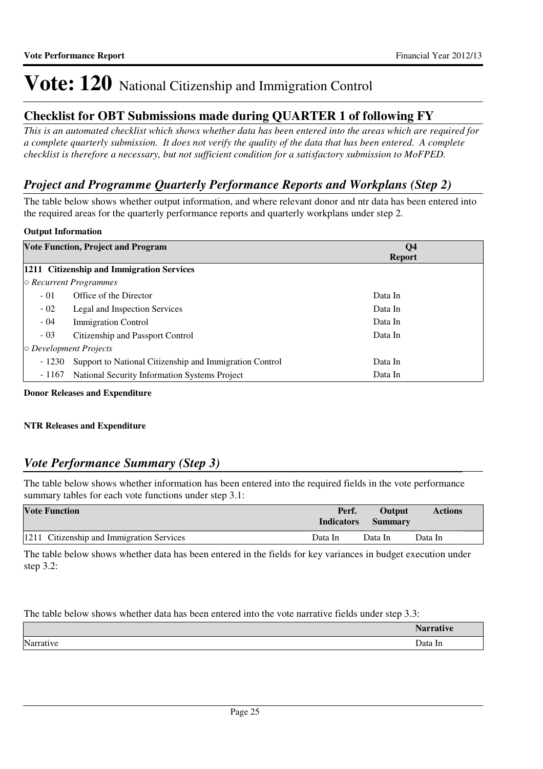# Vote: 120 National Citizenship and Immigration Control

## Checklist for OBT Submissions made during QUARTER 1 of following FY

*This is an automated checklist which shows whether data has been entered into the areas which are required for a complete quarterly submission. It does not verify the quality of the data that has been entered. A complete checklist is therefore a necessary, but not sufficient condition for a satisfactory submission to MoFPED.*

## *Project and Programme Quarterly Performance Reports and Workplans (Step 2)*

The table below shows whether output information, and where relevant donor and ntr data has been entered into the required areas for the quarterly performance reports and quarterly workplans under step 2.

**Output Information**

| Vote Function, Project and Program | | Q4 Report |
|---|---|---|
| **1211 Citizenship and Immigration Services** | | |
| ○ *Recurrent Programmes* | | |
| - 01 | Office of the Director | Data In |
| - 02 | Legal and Inspection Services | Data In |
| - 04 | Immigration Control | Data In |
| - 03 | Citizenship and Passport Control | Data In |
| ○ *Development Projects* | | |
| - 1230 | Support to National Citizenship and Immigration Control | Data In |
| - 1167 | National Security Information Systems Project | Data In |

**Donor Releases and Expenditure**

**NTR Releases and Expenditure**

## *Vote Performance Summary (Step 3)*

The table below shows whether information has been entered into the required fields in the vote performance summary tables for each vote functions under step 3.1:

| Vote Function | Perf. Indicators | Output Summary | Actions |
|---|---|---|---|
| 1211 Citizenship and Immigration Services | Data In | Data In | Data In |

The table below shows whether data has been entered in the fields for key variances in budget execution under step 3.2:

The table below shows whether data has been entered into the vote narrative fields under step 3.3:

| | Narrative |
|---|---|
| Narrative | Data In |